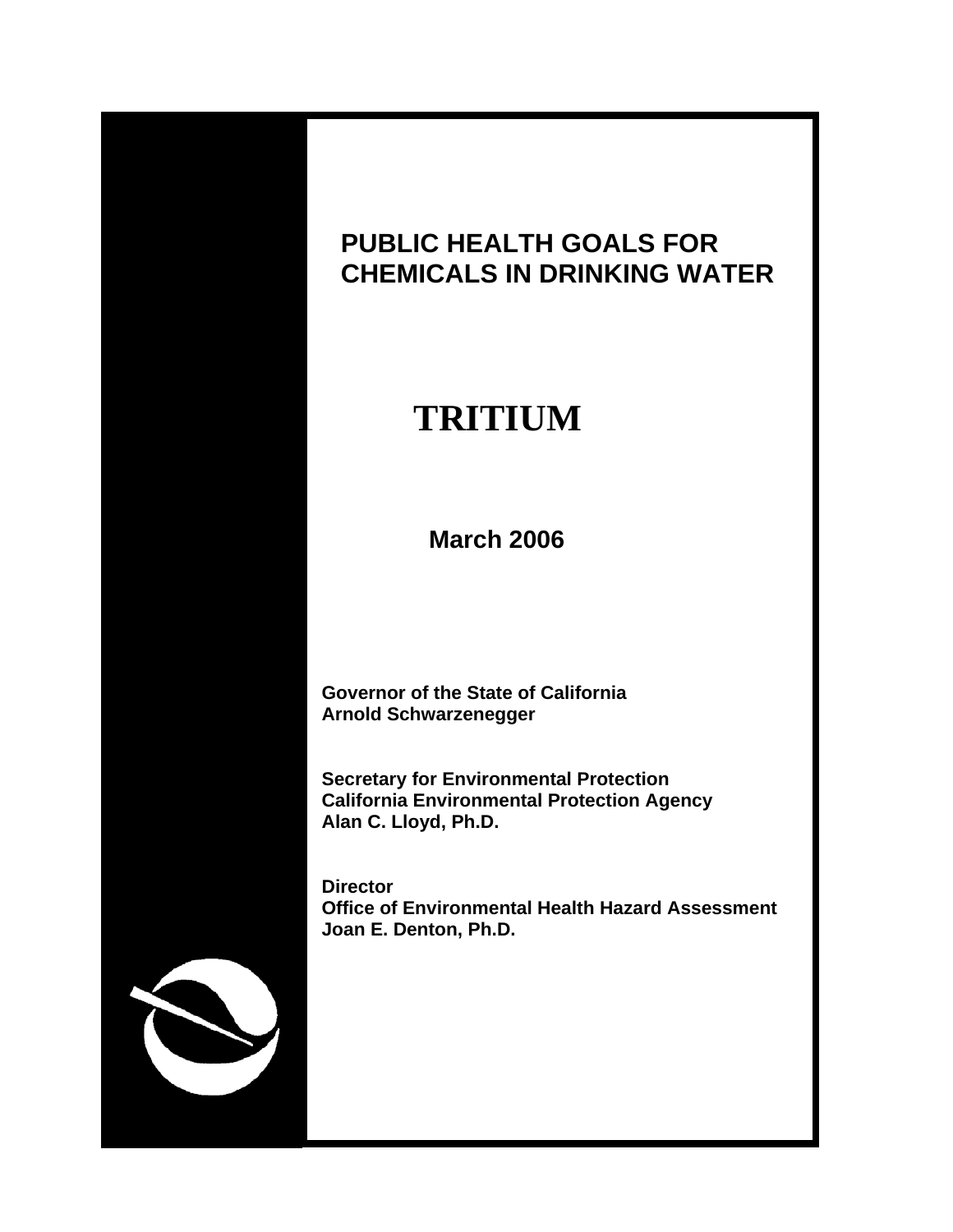# PUBLIC HEALTH GOALS FOR CHEMICALS IN DRINKING WATER

# TRITIUM

**March 2006**

**Governor of the State of California**
**Arnold Schwarzenegger**

**Secretary for Environmental Protection**
**California Environmental Protection Agency**
**Alan C. Lloyd, Ph.D.**

**Director**
**Office of Environmental Health Hazard Assessment**
**Joan E. Denton, Ph.D.**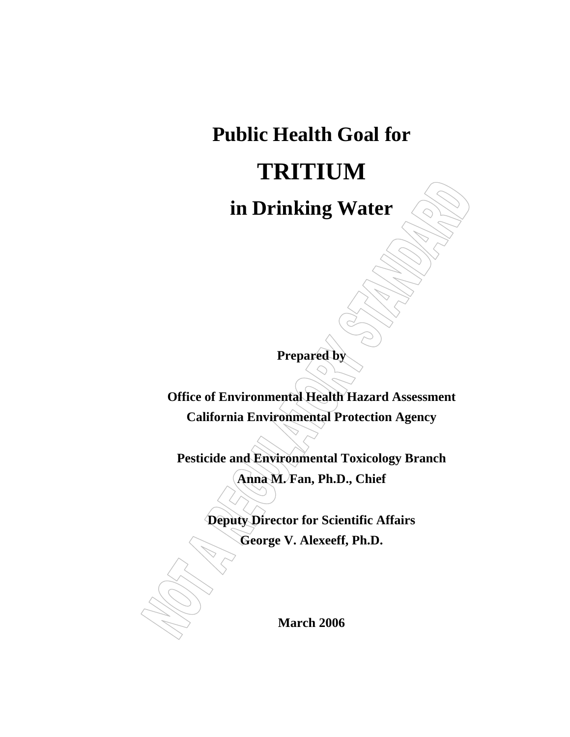# Public Health Goal for

# TRITIUM

# in Drinking Water

NOT A REGULATORY STANDARD

**Prepared by**

**Office of Environmental Health Hazard Assessment**
**California Environmental Protection Agency**

**Pesticide and Environmental Toxicology Branch**
**Anna M. Fan, Ph.D., Chief**

**Deputy Director for Scientific Affairs**
**George V. Alexeeff, Ph.D.**

**March 2006**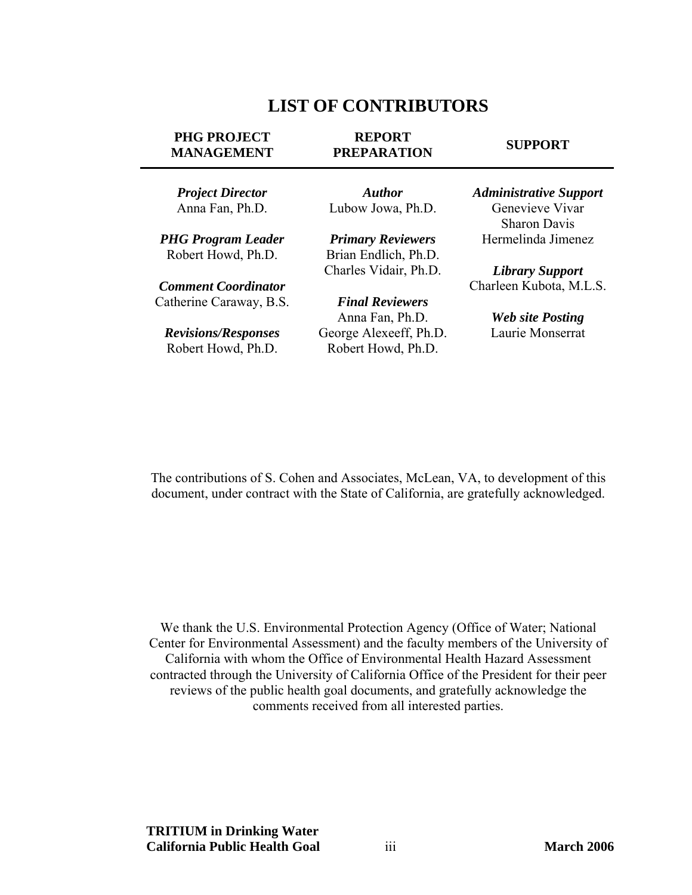# LIST OF CONTRIBUTORS

| PHG PROJECT MANAGEMENT | REPORT PREPARATION | SUPPORT |
|---|---|---|
| ***Project Director*** | ***Author*** | ***Administrative Support*** |
| Anna Fan, Ph.D. | Lubow Jowa, Ph.D. | Genevieve Vivar |
| | | Sharon Davis |
| ***PHG Program Leader*** | ***Primary Reviewers*** | Hermelinda Jimenez |
| Robert Howd, Ph.D. | Brian Endlich, Ph.D. | |
| | Charles Vidair, Ph.D. | ***Library Support*** |
| ***Comment Coordinator*** | | Charleen Kubota, M.L.S. |
| Catherine Caraway, B.S. | ***Final Reviewers*** | |
| | Anna Fan, Ph.D. | ***Web site Posting*** |
| ***Revisions/Responses*** | George Alexeeff, Ph.D. | Laurie Monserrat |
| Robert Howd, Ph.D. | Robert Howd, Ph.D. | |

The contributions of S. Cohen and Associates, McLean, VA, to development of this document, under contract with the State of California, are gratefully acknowledged.

We thank the U.S. Environmental Protection Agency (Office of Water; National Center for Environmental Assessment) and the faculty members of the University of California with whom the Office of Environmental Health Hazard Assessment contracted through the University of California Office of the President for their peer reviews of the public health goal documents, and gratefully acknowledge the comments received from all interested parties.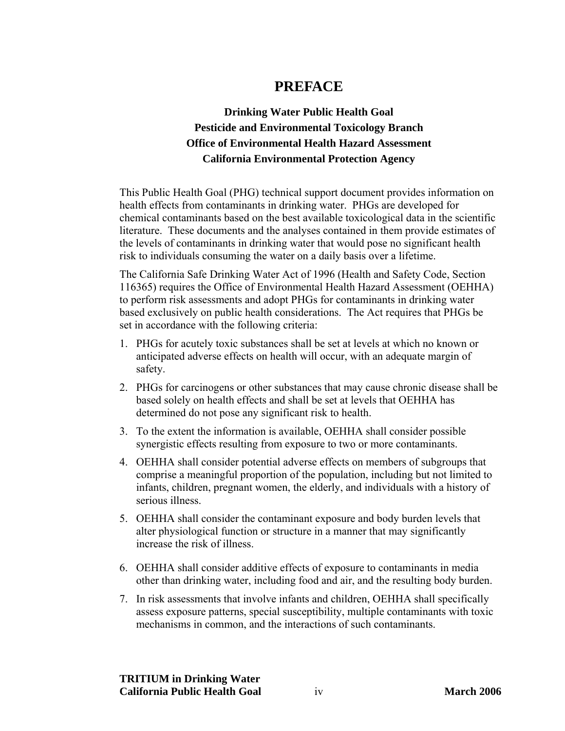# PREFACE

**Drinking Water Public Health Goal**
**Pesticide and Environmental Toxicology Branch**
**Office of Environmental Health Hazard Assessment**
**California Environmental Protection Agency**

This Public Health Goal (PHG) technical support document provides information on health effects from contaminants in drinking water. PHGs are developed for chemical contaminants based on the best available toxicological data in the scientific literature. These documents and the analyses contained in them provide estimates of the levels of contaminants in drinking water that would pose no significant health risk to individuals consuming the water on a daily basis over a lifetime.

The California Safe Drinking Water Act of 1996 (Health and Safety Code, Section 116365) requires the Office of Environmental Health Hazard Assessment (OEHHA) to perform risk assessments and adopt PHGs for contaminants in drinking water based exclusively on public health considerations. The Act requires that PHGs be set in accordance with the following criteria:

1. PHGs for acutely toxic substances shall be set at levels at which no known or anticipated adverse effects on health will occur, with an adequate margin of safety.
2. PHGs for carcinogens or other substances that may cause chronic disease shall be based solely on health effects and shall be set at levels that OEHHA has determined do not pose any significant risk to health.
3. To the extent the information is available, OEHHA shall consider possible synergistic effects resulting from exposure to two or more contaminants.
4. OEHHA shall consider potential adverse effects on members of subgroups that comprise a meaningful proportion of the population, including but not limited to infants, children, pregnant women, the elderly, and individuals with a history of serious illness.
5. OEHHA shall consider the contaminant exposure and body burden levels that alter physiological function or structure in a manner that may significantly increase the risk of illness.
6. OEHHA shall consider additive effects of exposure to contaminants in media other than drinking water, including food and air, and the resulting body burden.
7. In risk assessments that involve infants and children, OEHHA shall specifically assess exposure patterns, special susceptibility, multiple contaminants with toxic mechanisms in common, and the interactions of such contaminants.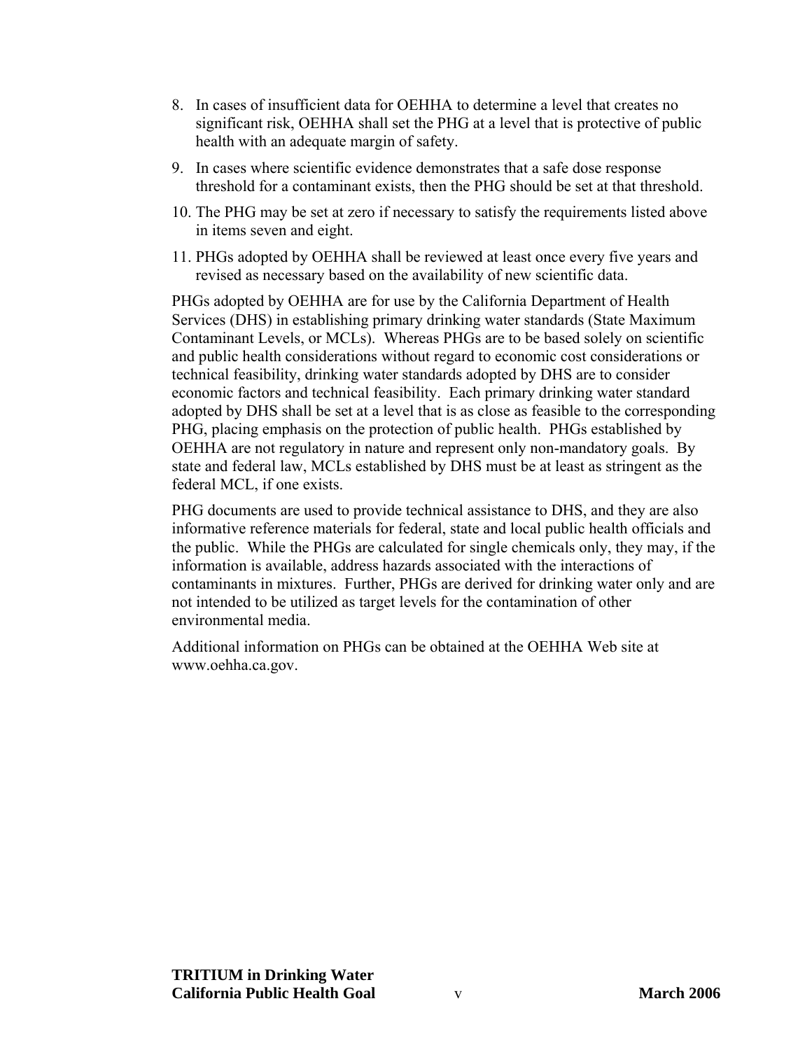8. In cases of insufficient data for OEHHA to determine a level that creates no significant risk, OEHHA shall set the PHG at a level that is protective of public health with an adequate margin of safety.
9. In cases where scientific evidence demonstrates that a safe dose response threshold for a contaminant exists, then the PHG should be set at that threshold.
10. The PHG may be set at zero if necessary to satisfy the requirements listed above in items seven and eight.
11. PHGs adopted by OEHHA shall be reviewed at least once every five years and revised as necessary based on the availability of new scientific data.

PHGs adopted by OEHHA are for use by the California Department of Health Services (DHS) in establishing primary drinking water standards (State Maximum Contaminant Levels, or MCLs). Whereas PHGs are to be based solely on scientific and public health considerations without regard to economic cost considerations or technical feasibility, drinking water standards adopted by DHS are to consider economic factors and technical feasibility. Each primary drinking water standard adopted by DHS shall be set at a level that is as close as feasible to the corresponding PHG, placing emphasis on the protection of public health. PHGs established by OEHHA are not regulatory in nature and represent only non-mandatory goals. By state and federal law, MCLs established by DHS must be at least as stringent as the federal MCL, if one exists.

PHG documents are used to provide technical assistance to DHS, and they are also informative reference materials for federal, state and local public health officials and the public. While the PHGs are calculated for single chemicals only, they may, if the information is available, address hazards associated with the interactions of contaminants in mixtures. Further, PHGs are derived for drinking water only and are not intended to be utilized as target levels for the contamination of other environmental media.

Additional information on PHGs can be obtained at the OEHHA Web site at www.oehha.ca.gov.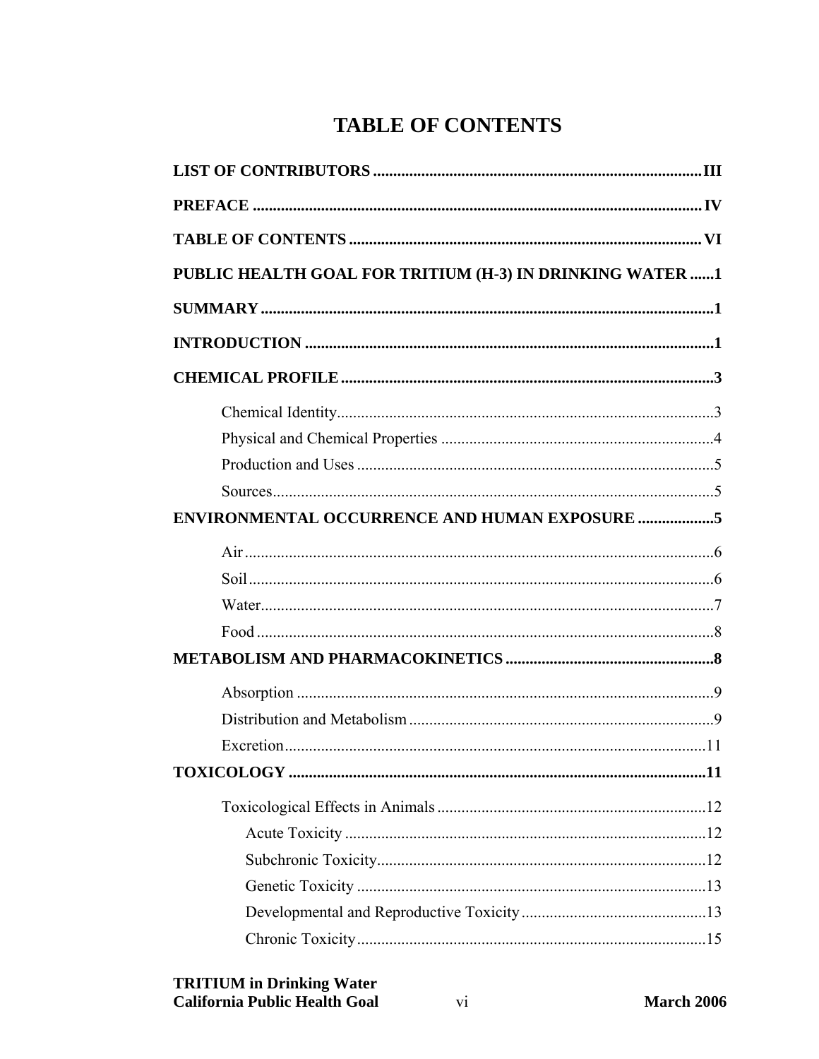# TABLE OF CONTENTS

**LIST OF CONTRIBUTORS** ........................................................................... III

**PREFACE** ........................................................................................................ IV

**TABLE OF CONTENTS** .................................................................................. VI

**PUBLIC HEALTH GOAL FOR TRITIUM (H-3) IN DRINKING WATER** ......1

**SUMMARY** ........................................................................................................1

**INTRODUCTION** ..............................................................................................1

**CHEMICAL PROFILE** ......................................................................................3

- Chemical Identity..............................................................................................3
- Physical and Chemical Properties ....................................................................4
- Production and Uses .........................................................................................5
- Sources..............................................................................................................5

**ENVIRONMENTAL OCCURRENCE AND HUMAN EXPOSURE** ...................5

- Air.....................................................................................................................6
- Soil....................................................................................................................6
- Water.................................................................................................................7
- Food ..................................................................................................................8

**METABOLISM AND PHARMACOKINETICS** ....................................................8

- Absorption ........................................................................................................9
- Distribution and Metabolism ............................................................................9
- Excretion.........................................................................................................11

**TOXICOLOGY** ..................................................................................................11

- Toxicological Effects in Animals ...................................................................12
  - Acute Toxicity ..........................................................................................12
  - Subchronic Toxicity..................................................................................12
  - Genetic Toxicity .......................................................................................13
  - Developmental and Reproductive Toxicity ..............................................13
  - Chronic Toxicity.......................................................................................15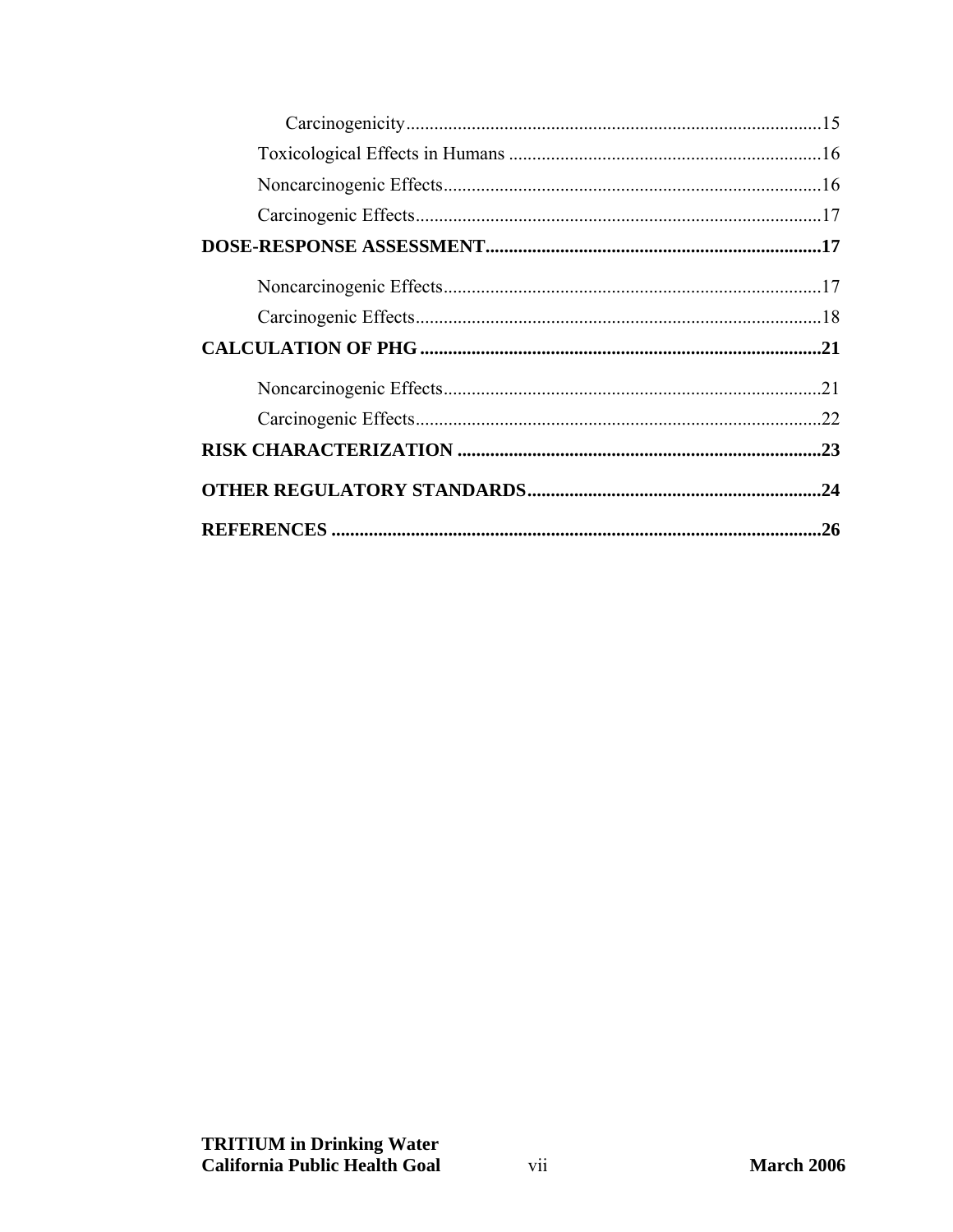Carcinogenicity........................................................................................15

Toxicological Effects in Humans ..................................................................16

Noncarcinogenic Effects................................................................................16

Carcinogenic Effects......................................................................................17

**DOSE-RESPONSE ASSESSMENT........................................................................17**

Noncarcinogenic Effects................................................................................17

Carcinogenic Effects......................................................................................18

**CALCULATION OF PHG.....................................................................................21**

Noncarcinogenic Effects................................................................................21

Carcinogenic Effects......................................................................................22

**RISK CHARACTERIZATION .............................................................................23**

**OTHER REGULATORY STANDARDS...............................................................24**

**REFERENCES .......................................................................................................26**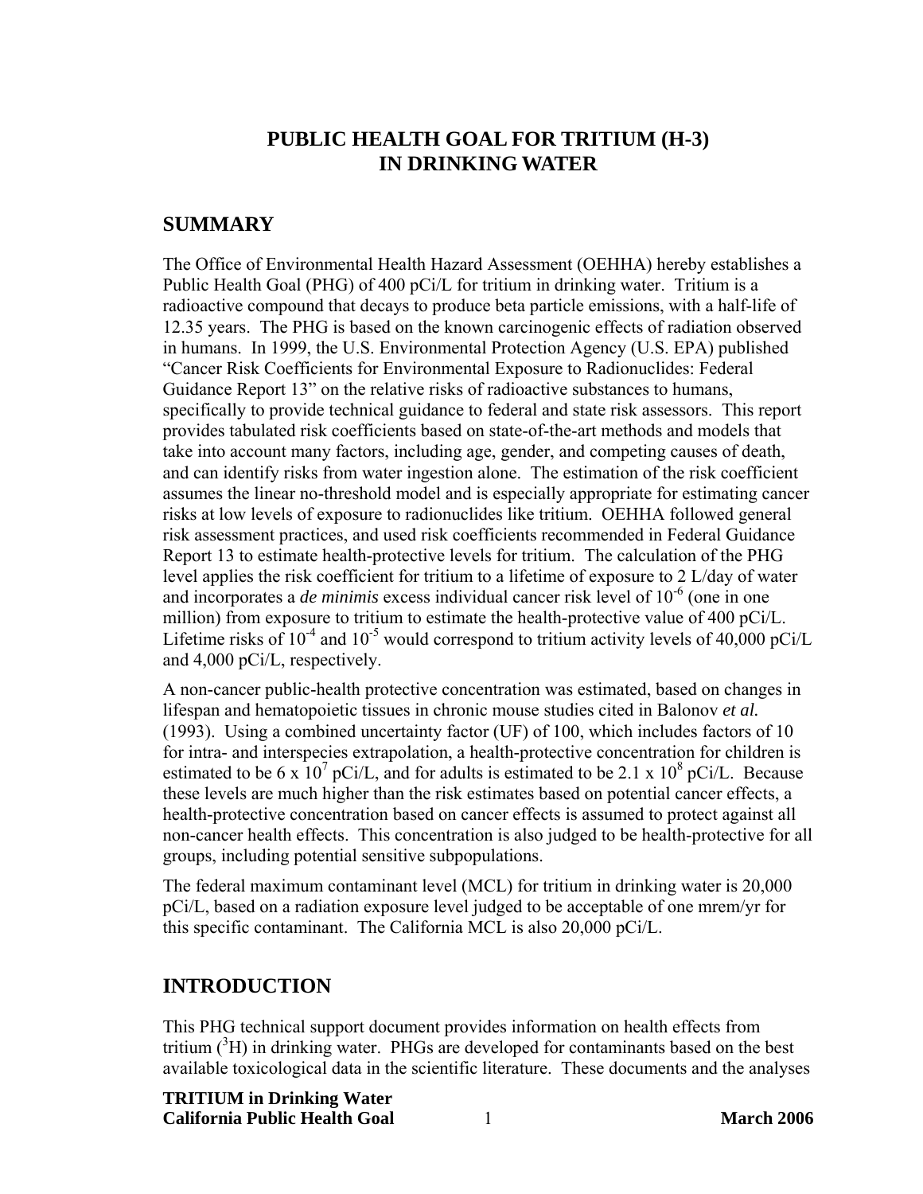# PUBLIC HEALTH GOAL FOR TRITIUM (H-3) IN DRINKING WATER

## SUMMARY

The Office of Environmental Health Hazard Assessment (OEHHA) hereby establishes a Public Health Goal (PHG) of 400 pCi/L for tritium in drinking water. Tritium is a radioactive compound that decays to produce beta particle emissions, with a half-life of 12.35 years. The PHG is based on the known carcinogenic effects of radiation observed in humans. In 1999, the U.S. Environmental Protection Agency (U.S. EPA) published "Cancer Risk Coefficients for Environmental Exposure to Radionuclides: Federal Guidance Report 13" on the relative risks of radioactive substances to humans, specifically to provide technical guidance to federal and state risk assessors. This report provides tabulated risk coefficients based on state-of-the-art methods and models that take into account many factors, including age, gender, and competing causes of death, and can identify risks from water ingestion alone. The estimation of the risk coefficient assumes the linear no-threshold model and is especially appropriate for estimating cancer risks at low levels of exposure to radionuclides like tritium. OEHHA followed general risk assessment practices, and used risk coefficients recommended in Federal Guidance Report 13 to estimate health-protective levels for tritium. The calculation of the PHG level applies the risk coefficient for tritium to a lifetime of exposure to 2 L/day of water and incorporates a *de minimis* excess individual cancer risk level of $10^{-6}$ (one in one million) from exposure to tritium to estimate the health-protective value of 400 pCi/L. Lifetime risks of $10^{-4}$ and $10^{-5}$ would correspond to tritium activity levels of 40,000 pCi/L and 4,000 pCi/L, respectively.

A non-cancer public-health protective concentration was estimated, based on changes in lifespan and hematopoietic tissues in chronic mouse studies cited in Balonov *et al.* (1993). Using a combined uncertainty factor (UF) of 100, which includes factors of 10 for intra- and interspecies extrapolation, a health-protective concentration for children is estimated to be $6 \times 10^{7}$ pCi/L, and for adults is estimated to be $2.1 \times 10^{8}$ pCi/L. Because these levels are much higher than the risk estimates based on potential cancer effects, a health-protective concentration based on cancer effects is assumed to protect against all non-cancer health effects. This concentration is also judged to be health-protective for all groups, including potential sensitive subpopulations.

The federal maximum contaminant level (MCL) for tritium in drinking water is 20,000 pCi/L, based on a radiation exposure level judged to be acceptable of one mrem/yr for this specific contaminant. The California MCL is also 20,000 pCi/L.

## INTRODUCTION

This PHG technical support document provides information on health effects from tritium ($^{3}H$) in drinking water. PHGs are developed for contaminants based on the best available toxicological data in the scientific literature. These documents and the analyses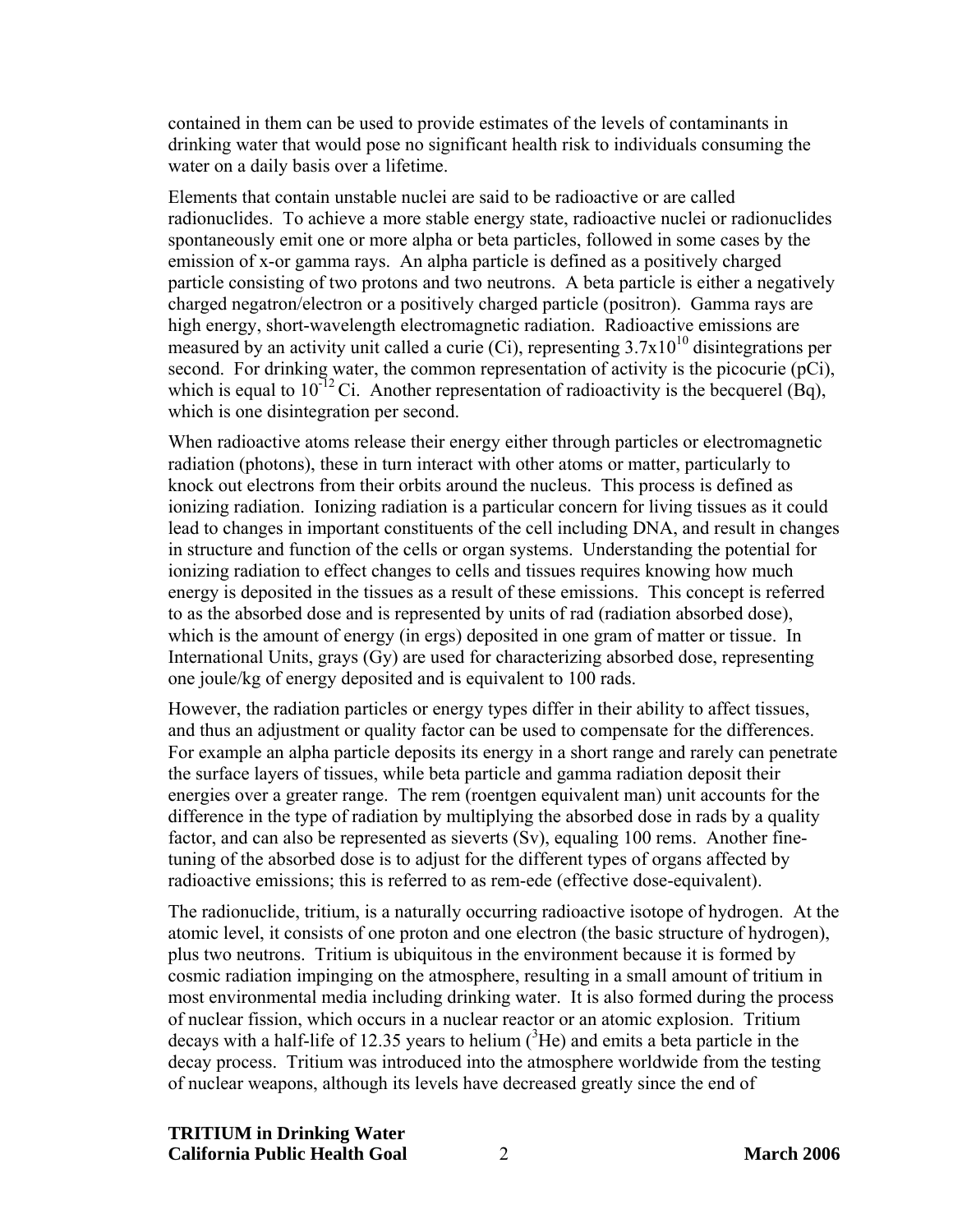contained in them can be used to provide estimates of the levels of contaminants in drinking water that would pose no significant health risk to individuals consuming the water on a daily basis over a lifetime.

Elements that contain unstable nuclei are said to be radioactive or are called radionuclides. To achieve a more stable energy state, radioactive nuclei or radionuclides spontaneously emit one or more alpha or beta particles, followed in some cases by the emission of x-or gamma rays. An alpha particle is defined as a positively charged particle consisting of two protons and two neutrons. A beta particle is either a negatively charged negatron/electron or a positively charged particle (positron). Gamma rays are high energy, short-wavelength electromagnetic radiation. Radioactive emissions are measured by an activity unit called a curie (Ci), representing $3.7x10^{10}$ disintegrations per second. For drinking water, the common representation of activity is the picocurie (pCi), which is equal to $10^{-12}$ Ci. Another representation of radioactivity is the becquerel (Bq), which is one disintegration per second.

When radioactive atoms release their energy either through particles or electromagnetic radiation (photons), these in turn interact with other atoms or matter, particularly to knock out electrons from their orbits around the nucleus. This process is defined as ionizing radiation. Ionizing radiation is a particular concern for living tissues as it could lead to changes in important constituents of the cell including DNA, and result in changes in structure and function of the cells or organ systems. Understanding the potential for ionizing radiation to effect changes to cells and tissues requires knowing how much energy is deposited in the tissues as a result of these emissions. This concept is referred to as the absorbed dose and is represented by units of rad (radiation absorbed dose), which is the amount of energy (in ergs) deposited in one gram of matter or tissue. In International Units, grays (Gy) are used for characterizing absorbed dose, representing one joule/kg of energy deposited and is equivalent to 100 rads.

However, the radiation particles or energy types differ in their ability to affect tissues, and thus an adjustment or quality factor can be used to compensate for the differences. For example an alpha particle deposits its energy in a short range and rarely can penetrate the surface layers of tissues, while beta particle and gamma radiation deposit their energies over a greater range. The rem (roentgen equivalent man) unit accounts for the difference in the type of radiation by multiplying the absorbed dose in rads by a quality factor, and can also be represented as sieverts (Sv), equaling 100 rems. Another fine-tuning of the absorbed dose is to adjust for the different types of organs affected by radioactive emissions; this is referred to as rem-ede (effective dose-equivalent).

The radionuclide, tritium, is a naturally occurring radioactive isotope of hydrogen. At the atomic level, it consists of one proton and one electron (the basic structure of hydrogen), plus two neutrons. Tritium is ubiquitous in the environment because it is formed by cosmic radiation impinging on the atmosphere, resulting in a small amount of tritium in most environmental media including drinking water. It is also formed during the process of nuclear fission, which occurs in a nuclear reactor or an atomic explosion. Tritium decays with a half-life of 12.35 years to helium ($^{3}He$) and emits a beta particle in the decay process. Tritium was introduced into the atmosphere worldwide from the testing of nuclear weapons, although its levels have decreased greatly since the end of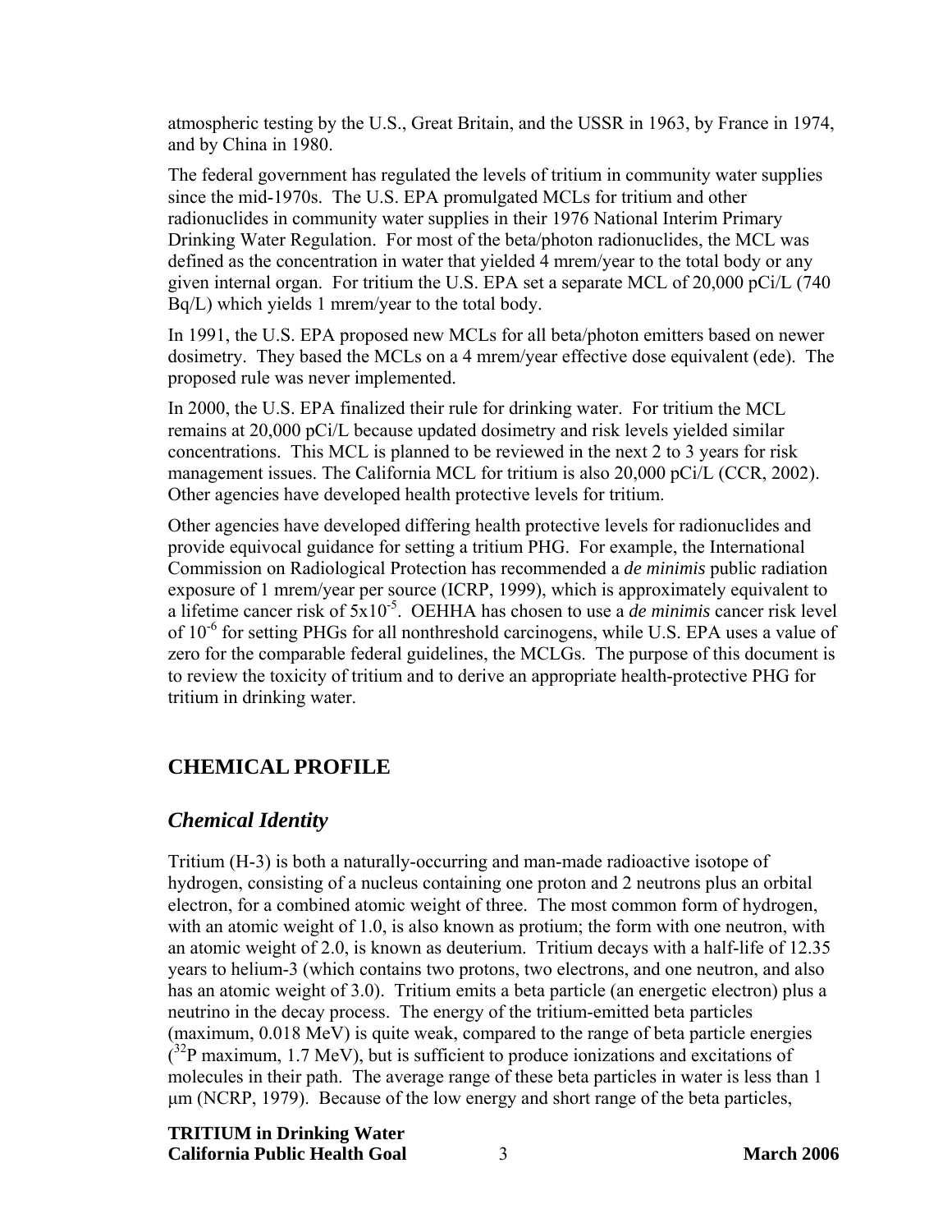atmospheric testing by the U.S., Great Britain, and the USSR in 1963, by France in 1974, and by China in 1980.

The federal government has regulated the levels of tritium in community water supplies since the mid-1970s. The U.S. EPA promulgated MCLs for tritium and other radionuclides in community water supplies in their 1976 National Interim Primary Drinking Water Regulation. For most of the beta/photon radionuclides, the MCL was defined as the concentration in water that yielded 4 mrem/year to the total body or any given internal organ. For tritium the U.S. EPA set a separate MCL of 20,000 pCi/L (740 Bq/L) which yields 1 mrem/year to the total body.

In 1991, the U.S. EPA proposed new MCLs for all beta/photon emitters based on newer dosimetry. They based the MCLs on a 4 mrem/year effective dose equivalent (ede). The proposed rule was never implemented.

In 2000, the U.S. EPA finalized their rule for drinking water. For tritium the MCL remains at 20,000 pCi/L because updated dosimetry and risk levels yielded similar concentrations. This MCL is planned to be reviewed in the next 2 to 3 years for risk management issues. The California MCL for tritium is also 20,000 pCi/L (CCR, 2002). Other agencies have developed health protective levels for tritium.

Other agencies have developed differing health protective levels for radionuclides and provide equivocal guidance for setting a tritium PHG. For example, the International Commission on Radiological Protection has recommended a *de minimis* public radiation exposure of 1 mrem/year per source (ICRP, 1999), which is approximately equivalent to a lifetime cancer risk of $5 \times 10^{-5}$. OEHHA has chosen to use a *de minimis* cancer risk level of $10^{-6}$ for setting PHGs for all nonthreshold carcinogens, while U.S. EPA uses a value of zero for the comparable federal guidelines, the MCLGs. The purpose of this document is to review the toxicity of tritium and to derive an appropriate health-protective PHG for tritium in drinking water.

## CHEMICAL PROFILE

### *Chemical Identity*

Tritium (H-3) is both a naturally-occurring and man-made radioactive isotope of hydrogen, consisting of a nucleus containing one proton and 2 neutrons plus an orbital electron, for a combined atomic weight of three. The most common form of hydrogen, with an atomic weight of 1.0, is also known as protium; the form with one neutron, with an atomic weight of 2.0, is known as deuterium. Tritium decays with a half-life of 12.35 years to helium-3 (which contains two protons, two electrons, and one neutron, and also has an atomic weight of 3.0). Tritium emits a beta particle (an energetic electron) plus a neutrino in the decay process. The energy of the tritium-emitted beta particles (maximum, 0.018 MeV) is quite weak, compared to the range of beta particle energies ($^{32}P$ maximum, 1.7 MeV), but is sufficient to produce ionizations and excitations of molecules in their path. The average range of these beta particles in water is less than 1 μm (NCRP, 1979). Because of the low energy and short range of the beta particles,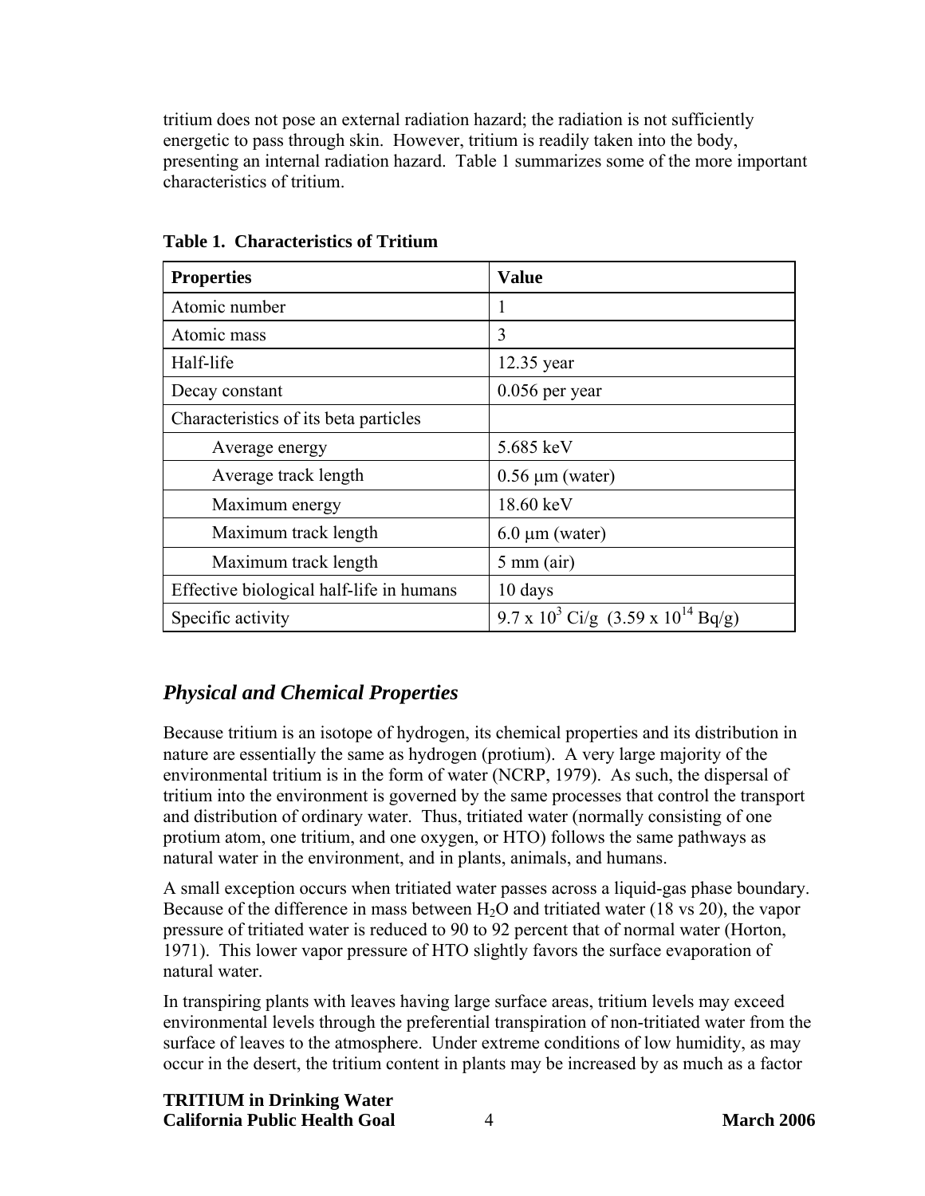tritium does not pose an external radiation hazard; the radiation is not sufficiently energetic to pass through skin. However, tritium is readily taken into the body, presenting an internal radiation hazard. Table 1 summarizes some of the more important characteristics of tritium.

**Table 1. Characteristics of Tritium**

| Properties | Value |
|---|---|
| Atomic number | 1 |
| Atomic mass | 3 |
| Half-life | 12.35 year |
| Decay constant | 0.056 per year |
| Characteristics of its beta particles | |
| Average energy | 5.685 keV |
| Average track length | 0.56 μm (water) |
| Maximum energy | 18.60 keV |
| Maximum track length | 6.0 μm (water) |
| Maximum track length | 5 mm (air) |
| Effective biological half-life in humans | 10 days |
| Specific activity | $9.7 \times 10^3$ Ci/g ($3.59 \times 10^{14}$ Bq/g) |

## *Physical and Chemical Properties*

Because tritium is an isotope of hydrogen, its chemical properties and its distribution in nature are essentially the same as hydrogen (protium). A very large majority of the environmental tritium is in the form of water (NCRP, 1979). As such, the dispersal of tritium into the environment is governed by the same processes that control the transport and distribution of ordinary water. Thus, tritiated water (normally consisting of one protium atom, one tritium, and one oxygen, or HTO) follows the same pathways as natural water in the environment, and in plants, animals, and humans.

A small exception occurs when tritiated water passes across a liquid-gas phase boundary. Because of the difference in mass between $H_2O$ and tritiated water (18 vs 20), the vapor pressure of tritiated water is reduced to 90 to 92 percent that of normal water (Horton, 1971). This lower vapor pressure of HTO slightly favors the surface evaporation of natural water.

In transpiring plants with leaves having large surface areas, tritium levels may exceed environmental levels through the preferential transpiration of non-tritiated water from the surface of leaves to the atmosphere. Under extreme conditions of low humidity, as may occur in the desert, the tritium content in plants may be increased by as much as a factor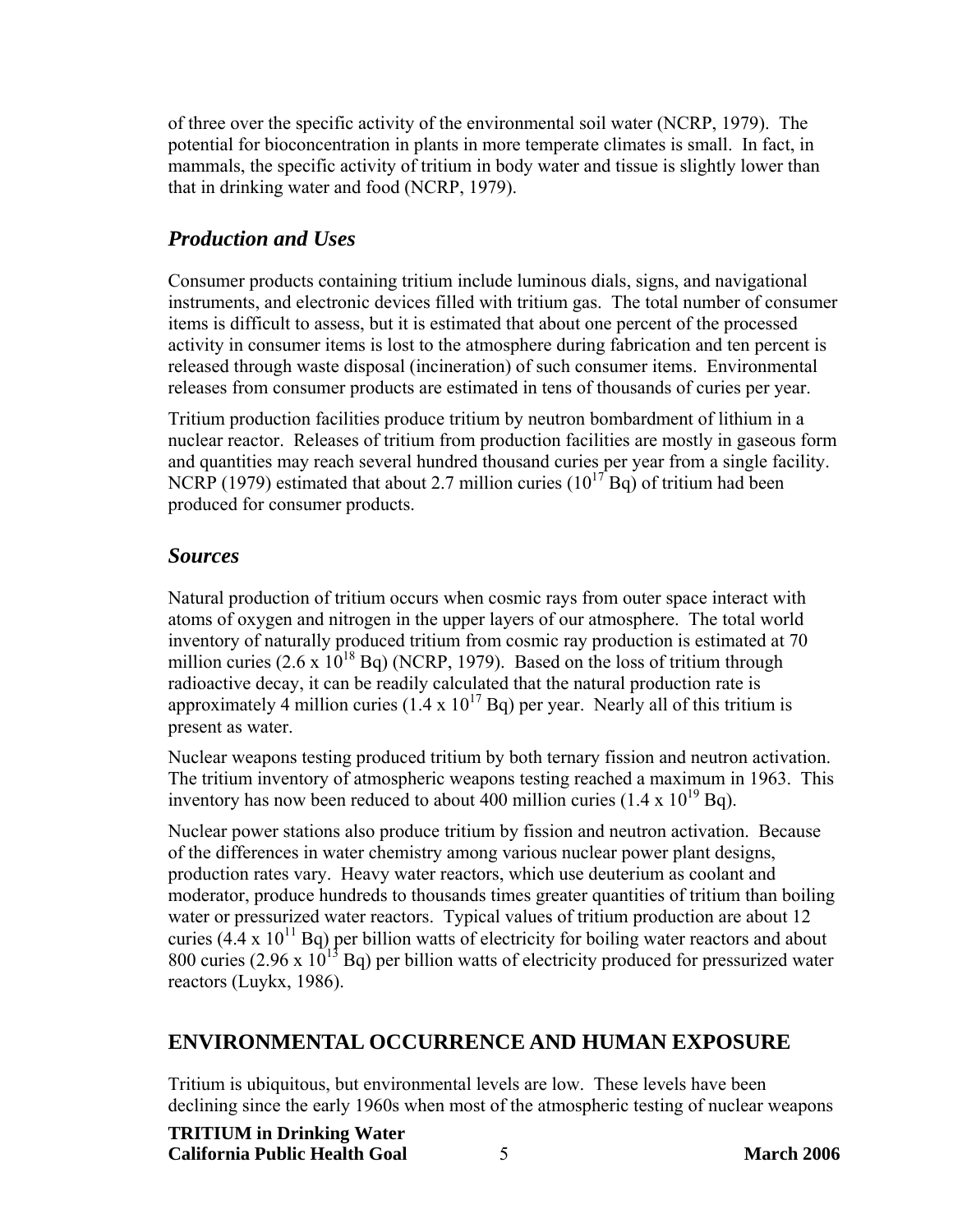of three over the specific activity of the environmental soil water (NCRP, 1979). The potential for bioconcentration in plants in more temperate climates is small. In fact, in mammals, the specific activity of tritium in body water and tissue is slightly lower than that in drinking water and food (NCRP, 1979).

## *Production and Uses*

Consumer products containing tritium include luminous dials, signs, and navigational instruments, and electronic devices filled with tritium gas. The total number of consumer items is difficult to assess, but it is estimated that about one percent of the processed activity in consumer items is lost to the atmosphere during fabrication and ten percent is released through waste disposal (incineration) of such consumer items. Environmental releases from consumer products are estimated in tens of thousands of curies per year.

Tritium production facilities produce tritium by neutron bombardment of lithium in a nuclear reactor. Releases of tritium from production facilities are mostly in gaseous form and quantities may reach several hundred thousand curies per year from a single facility. NCRP (1979) estimated that about 2.7 million curies ($10^{17}$ Bq) of tritium had been produced for consumer products.

## *Sources*

Natural production of tritium occurs when cosmic rays from outer space interact with atoms of oxygen and nitrogen in the upper layers of our atmosphere. The total world inventory of naturally produced tritium from cosmic ray production is estimated at 70 million curies ($2.6 \times 10^{18}$ Bq) (NCRP, 1979). Based on the loss of tritium through radioactive decay, it can be readily calculated that the natural production rate is approximately 4 million curies ($1.4 \times 10^{17}$ Bq) per year. Nearly all of this tritium is present as water.

Nuclear weapons testing produced tritium by both ternary fission and neutron activation. The tritium inventory of atmospheric weapons testing reached a maximum in 1963. This inventory has now been reduced to about 400 million curies ($1.4 \times 10^{19}$ Bq).

Nuclear power stations also produce tritium by fission and neutron activation. Because of the differences in water chemistry among various nuclear power plant designs, production rates vary. Heavy water reactors, which use deuterium as coolant and moderator, produce hundreds to thousands times greater quantities of tritium than boiling water or pressurized water reactors. Typical values of tritium production are about 12 curies ($4.4 \times 10^{11}$ Bq) per billion watts of electricity for boiling water reactors and about 800 curies ($2.96 \times 10^{13}$ Bq) per billion watts of electricity produced for pressurized water reactors (Luykx, 1986).

# ENVIRONMENTAL OCCURRENCE AND HUMAN EXPOSURE

Tritium is ubiquitous, but environmental levels are low. These levels have been declining since the early 1960s when most of the atmospheric testing of nuclear weapons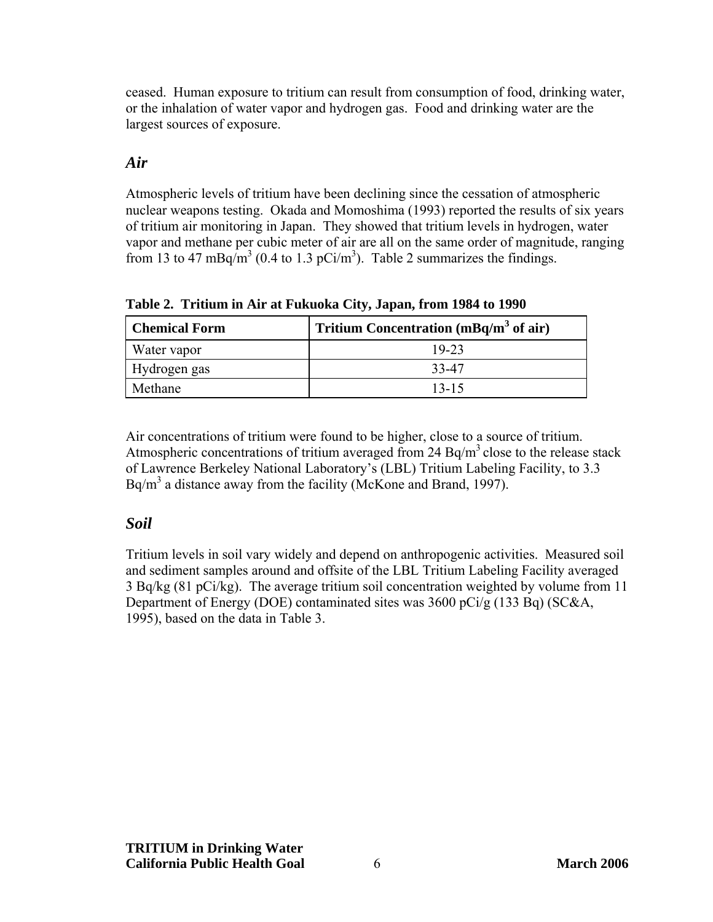ceased. Human exposure to tritium can result from consumption of food, drinking water, or the inhalation of water vapor and hydrogen gas. Food and drinking water are the largest sources of exposure.

## *Air*

Atmospheric levels of tritium have been declining since the cessation of atmospheric nuclear weapons testing. Okada and Momoshima (1993) reported the results of six years of tritium air monitoring in Japan. They showed that tritium levels in hydrogen, water vapor and methane per cubic meter of air are all on the same order of magnitude, ranging from 13 to 47 $mBq/m^3$ (0.4 to 1.3 $pCi/m^3$). Table 2 summarizes the findings.

**Table 2. Tritium in Air at Fukuoka City, Japan, from 1984 to 1990**

| Chemical Form | Tritium Concentration ($mBq/m^3$ of air) |
|---|---|
| Water vapor | 19-23 |
| Hydrogen gas | 33-47 |
| Methane | 13-15 |

Air concentrations of tritium were found to be higher, close to a source of tritium. Atmospheric concentrations of tritium averaged from 24 $Bq/m^3$ close to the release stack of Lawrence Berkeley National Laboratory's (LBL) Tritium Labeling Facility, to 3.3 $Bq/m^3$ a distance away from the facility (McKone and Brand, 1997).

## *Soil*

Tritium levels in soil vary widely and depend on anthropogenic activities. Measured soil and sediment samples around and offsite of the LBL Tritium Labeling Facility averaged 3 Bq/kg (81 pCi/kg). The average tritium soil concentration weighted by volume from 11 Department of Energy (DOE) contaminated sites was 3600 pCi/g (133 Bq) (SC&A, 1995), based on the data in Table 3.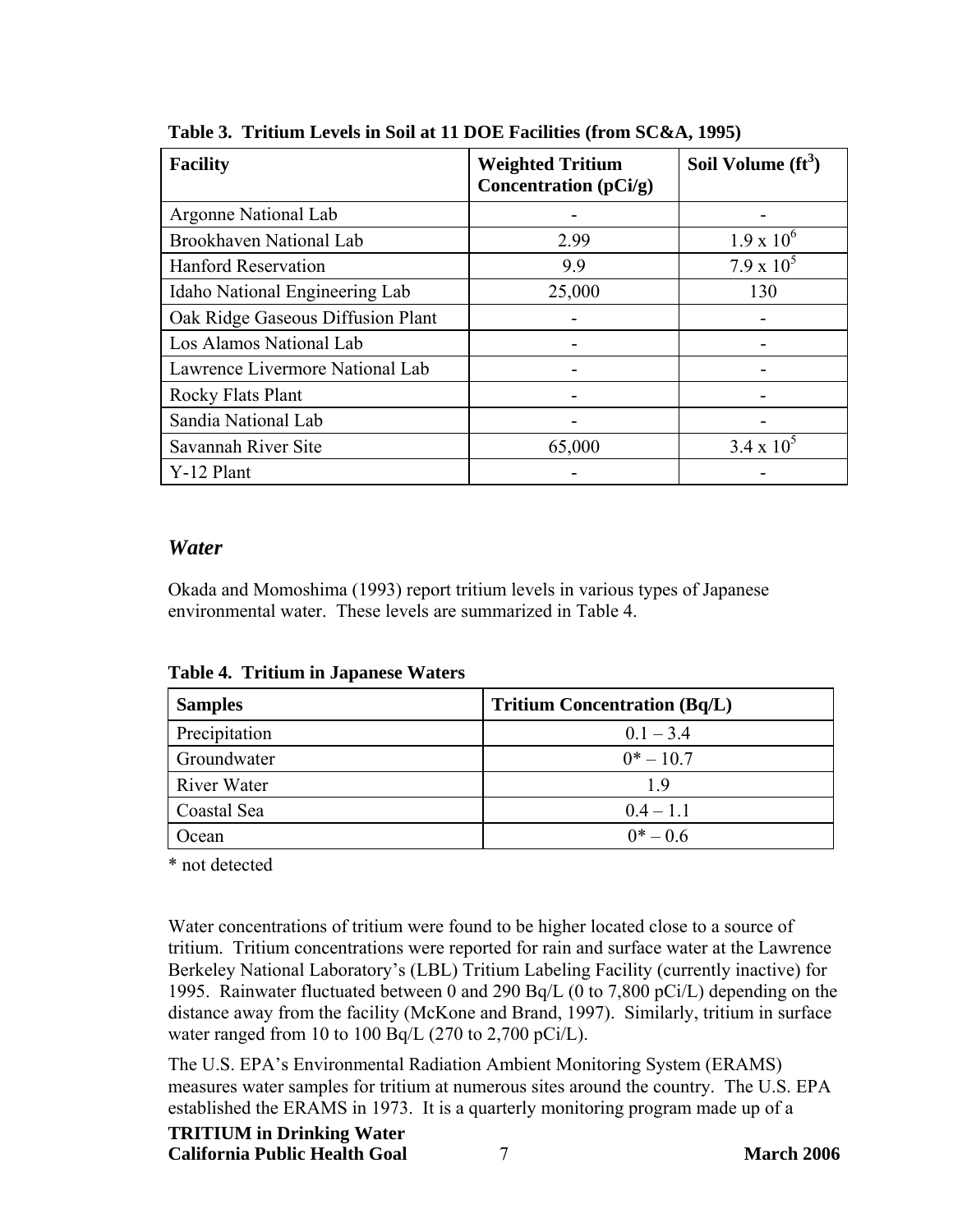**Table 3. Tritium Levels in Soil at 11 DOE Facilities (from SC&A, 1995)**

| Facility | Weighted Tritium Concentration (pCi/g) | Soil Volume ($ft^3$) |
|---|---|---|
| Argonne National Lab | - | - |
| Brookhaven National Lab | 2.99 | $1.9 \times 10^6$ |
| Hanford Reservation | 9.9 | $7.9 \times 10^5$ |
| Idaho National Engineering Lab | 25,000 | 130 |
| Oak Ridge Gaseous Diffusion Plant | - | - |
| Los Alamos National Lab | - | - |
| Lawrence Livermore National Lab | - | - |
| Rocky Flats Plant | - | - |
| Sandia National Lab | - | - |
| Savannah River Site | 65,000 | $3.4 \times 10^5$ |
| Y-12 Plant | - | - |

### *Water*

Okada and Momoshima (1993) report tritium levels in various types of Japanese environmental water. These levels are summarized in Table 4.

**Table 4. Tritium in Japanese Waters**

| Samples | Tritium Concentration (Bq/L) |
|---|---|
| Precipitation | 0.1 – 3.4 |
| Groundwater | 0* – 10.7 |
| River Water | 1.9 |
| Coastal Sea | 0.4 – 1.1 |
| Ocean | 0* – 0.6 |

\* not detected

Water concentrations of tritium were found to be higher located close to a source of tritium. Tritium concentrations were reported for rain and surface water at the Lawrence Berkeley National Laboratory's (LBL) Tritium Labeling Facility (currently inactive) for 1995. Rainwater fluctuated between 0 and 290 Bq/L (0 to 7,800 pCi/L) depending on the distance away from the facility (McKone and Brand, 1997). Similarly, tritium in surface water ranged from 10 to 100 Bq/L (270 to 2,700 pCi/L).

The U.S. EPA's Environmental Radiation Ambient Monitoring System (ERAMS) measures water samples for tritium at numerous sites around the country. The U.S. EPA established the ERAMS in 1973. It is a quarterly monitoring program made up of a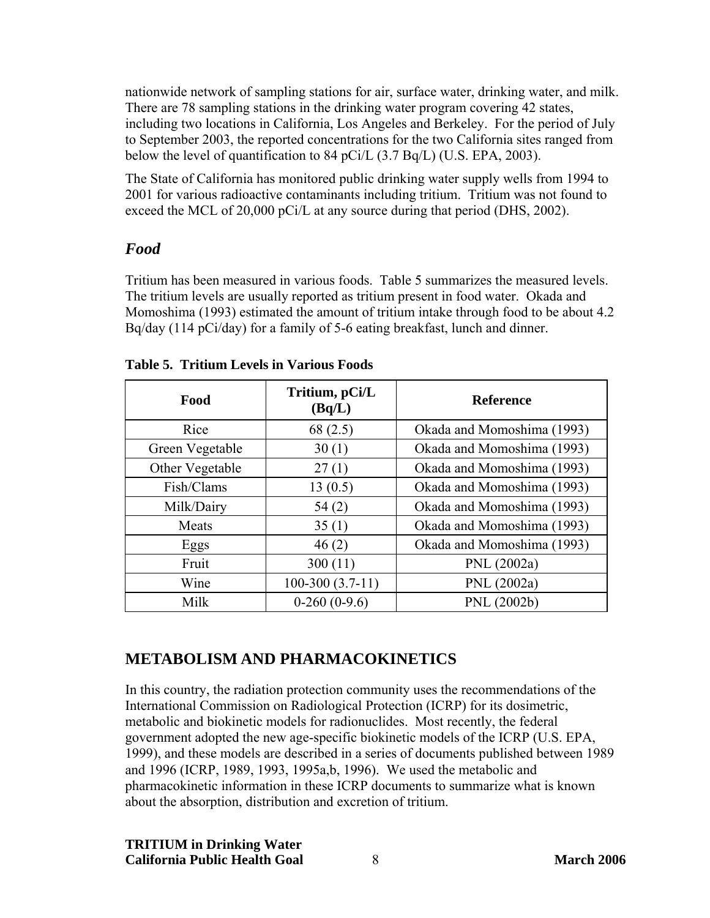nationwide network of sampling stations for air, surface water, drinking water, and milk. There are 78 sampling stations in the drinking water program covering 42 states, including two locations in California, Los Angeles and Berkeley. For the period of July to September 2003, the reported concentrations for the two California sites ranged from below the level of quantification to 84 pCi/L (3.7 Bq/L) (U.S. EPA, 2003).

The State of California has monitored public drinking water supply wells from 1994 to 2001 for various radioactive contaminants including tritium. Tritium was not found to exceed the MCL of 20,000 pCi/L at any source during that period (DHS, 2002).

## *Food*

Tritium has been measured in various foods. Table 5 summarizes the measured levels. The tritium levels are usually reported as tritium present in food water. Okada and Momoshima (1993) estimated the amount of tritium intake through food to be about 4.2 Bq/day (114 pCi/day) for a family of 5-6 eating breakfast, lunch and dinner.

**Table 5. Tritium Levels in Various Foods**

| Food | Tritium, pCi/L (Bq/L) | Reference |
|---|---|---|
| Rice | 68 (2.5) | Okada and Momoshima (1993) |
| Green Vegetable | 30 (1) | Okada and Momoshima (1993) |
| Other Vegetable | 27 (1) | Okada and Momoshima (1993) |
| Fish/Clams | 13 (0.5) | Okada and Momoshima (1993) |
| Milk/Dairy | 54 (2) | Okada and Momoshima (1993) |
| Meats | 35 (1) | Okada and Momoshima (1993) |
| Eggs | 46 (2) | Okada and Momoshima (1993) |
| Fruit | 300 (11) | PNL (2002a) |
| Wine | 100-300 (3.7-11) | PNL (2002a) |
| Milk | 0-260 (0-9.6) | PNL (2002b) |

## METABOLISM AND PHARMACOKINETICS

In this country, the radiation protection community uses the recommendations of the International Commission on Radiological Protection (ICRP) for its dosimetric, metabolic and biokinetic models for radionuclides. Most recently, the federal government adopted the new age-specific biokinetic models of the ICRP (U.S. EPA, 1999), and these models are described in a series of documents published between 1989 and 1996 (ICRP, 1989, 1993, 1995a,b, 1996). We used the metabolic and pharmacokinetic information in these ICRP documents to summarize what is known about the absorption, distribution and excretion of tritium.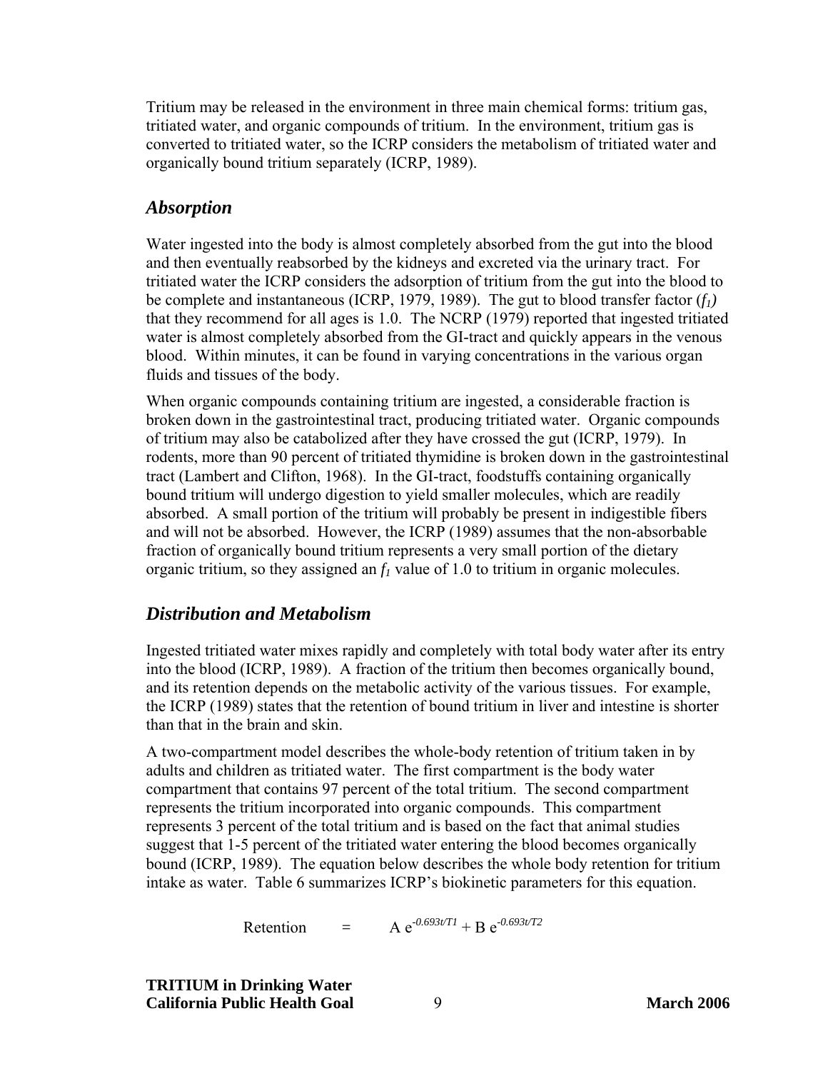Tritium may be released in the environment in three main chemical forms: tritium gas, tritiated water, and organic compounds of tritium. In the environment, tritium gas is converted to tritiated water, so the ICRP considers the metabolism of tritiated water and organically bound tritium separately (ICRP, 1989).

## *Absorption*

Water ingested into the body is almost completely absorbed from the gut into the blood and then eventually reabsorbed by the kidneys and excreted via the urinary tract. For tritiated water the ICRP considers the adsorption of tritium from the gut into the blood to be complete and instantaneous (ICRP, 1979, 1989). The gut to blood transfer factor ($f_1$) that they recommend for all ages is 1.0. The NCRP (1979) reported that ingested tritiated water is almost completely absorbed from the GI-tract and quickly appears in the venous blood. Within minutes, it can be found in varying concentrations in the various organ fluids and tissues of the body.

When organic compounds containing tritium are ingested, a considerable fraction is broken down in the gastrointestinal tract, producing tritiated water. Organic compounds of tritium may also be catabolized after they have crossed the gut (ICRP, 1979). In rodents, more than 90 percent of tritiated thymidine is broken down in the gastrointestinal tract (Lambert and Clifton, 1968). In the GI-tract, foodstuffs containing organically bound tritium will undergo digestion to yield smaller molecules, which are readily absorbed. A small portion of the tritium will probably be present in indigestible fibers and will not be absorbed. However, the ICRP (1989) assumes that the non-absorbable fraction of organically bound tritium represents a very small portion of the dietary organic tritium, so they assigned an $f_1$ value of 1.0 to tritium in organic molecules.

## *Distribution and Metabolism*

Ingested tritiated water mixes rapidly and completely with total body water after its entry into the blood (ICRP, 1989). A fraction of the tritium then becomes organically bound, and its retention depends on the metabolic activity of the various tissues. For example, the ICRP (1989) states that the retention of bound tritium in liver and intestine is shorter than that in the brain and skin.

A two-compartment model describes the whole-body retention of tritium taken in by adults and children as tritiated water. The first compartment is the body water compartment that contains 97 percent of the total tritium. The second compartment represents the tritium incorporated into organic compounds. This compartment represents 3 percent of the total tritium and is based on the fact that animal studies suggest that 1-5 percent of the tritiated water entering the blood becomes organically bound (ICRP, 1989). The equation below describes the whole body retention for tritium intake as water. Table 6 summarizes ICRP's biokinetic parameters for this equation.

$$\text{Retention} = A\, e^{-0.693t/T1} + B\, e^{-0.693t/T2}$$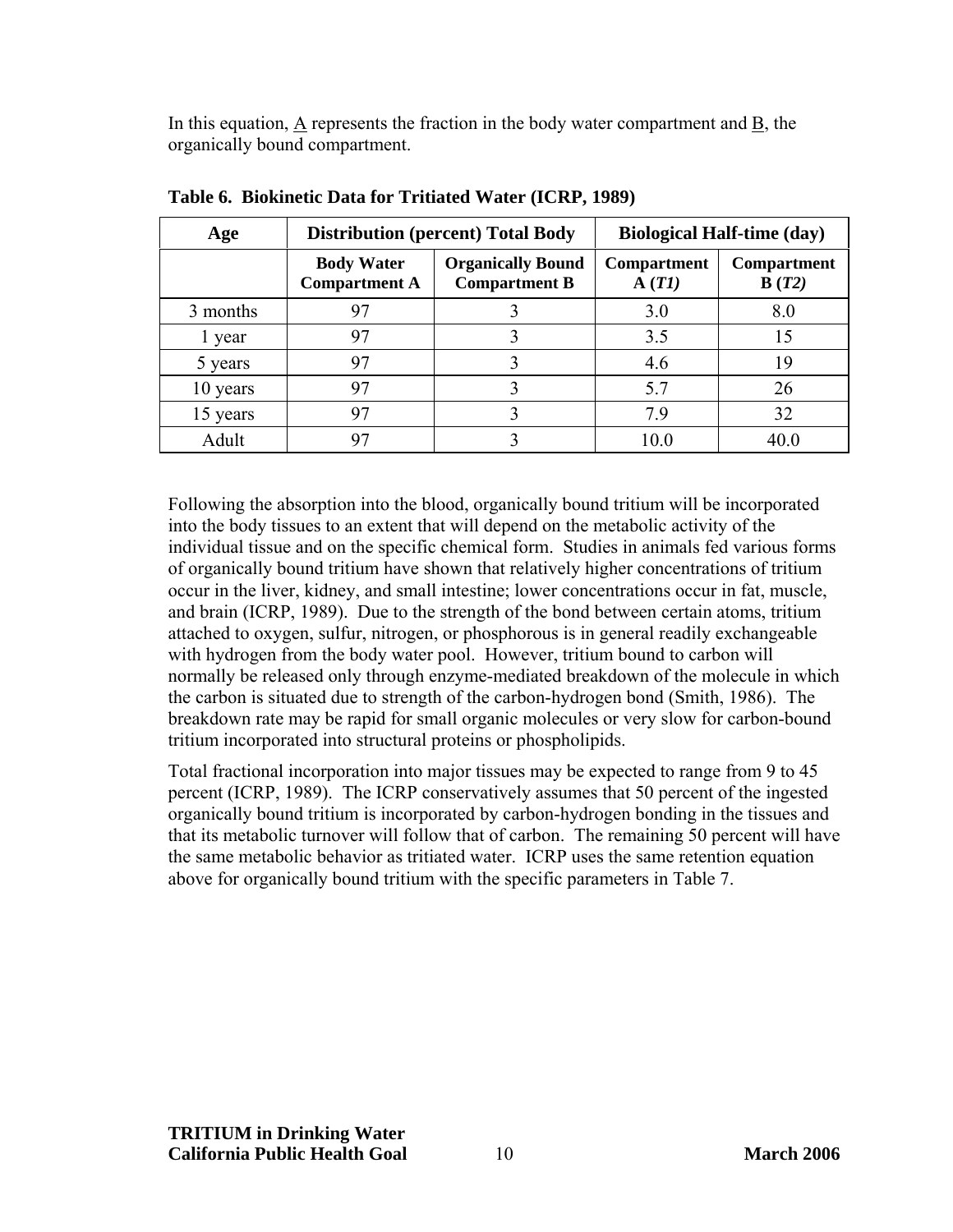In this equation, A represents the fraction in the body water compartment and B, the organically bound compartment.

**Table 6. Biokinetic Data for Tritiated Water (ICRP, 1989)**

| Age | Distribution (percent) Total Body | | Biological Half-time (day) | |
|---|---|---|---|---|
| | Body Water Compartment A | Organically Bound Compartment B | Compartment A (*T1)* | Compartment B (*T2)* |
| 3 months | 97 | 3 | 3.0 | 8.0 |
| 1 year | 97 | 3 | 3.5 | 15 |
| 5 years | 97 | 3 | 4.6 | 19 |
| 10 years | 97 | 3 | 5.7 | 26 |
| 15 years | 97 | 3 | 7.9 | 32 |
| Adult | 97 | 3 | 10.0 | 40.0 |

Following the absorption into the blood, organically bound tritium will be incorporated into the body tissues to an extent that will depend on the metabolic activity of the individual tissue and on the specific chemical form. Studies in animals fed various forms of organically bound tritium have shown that relatively higher concentrations of tritium occur in the liver, kidney, and small intestine; lower concentrations occur in fat, muscle, and brain (ICRP, 1989). Due to the strength of the bond between certain atoms, tritium attached to oxygen, sulfur, nitrogen, or phosphorous is in general readily exchangeable with hydrogen from the body water pool. However, tritium bound to carbon will normally be released only through enzyme-mediated breakdown of the molecule in which the carbon is situated due to strength of the carbon-hydrogen bond (Smith, 1986). The breakdown rate may be rapid for small organic molecules or very slow for carbon-bound tritium incorporated into structural proteins or phospholipids.

Total fractional incorporation into major tissues may be expected to range from 9 to 45 percent (ICRP, 1989). The ICRP conservatively assumes that 50 percent of the ingested organically bound tritium is incorporated by carbon-hydrogen bonding in the tissues and that its metabolic turnover will follow that of carbon. The remaining 50 percent will have the same metabolic behavior as tritiated water. ICRP uses the same retention equation above for organically bound tritium with the specific parameters in Table 7.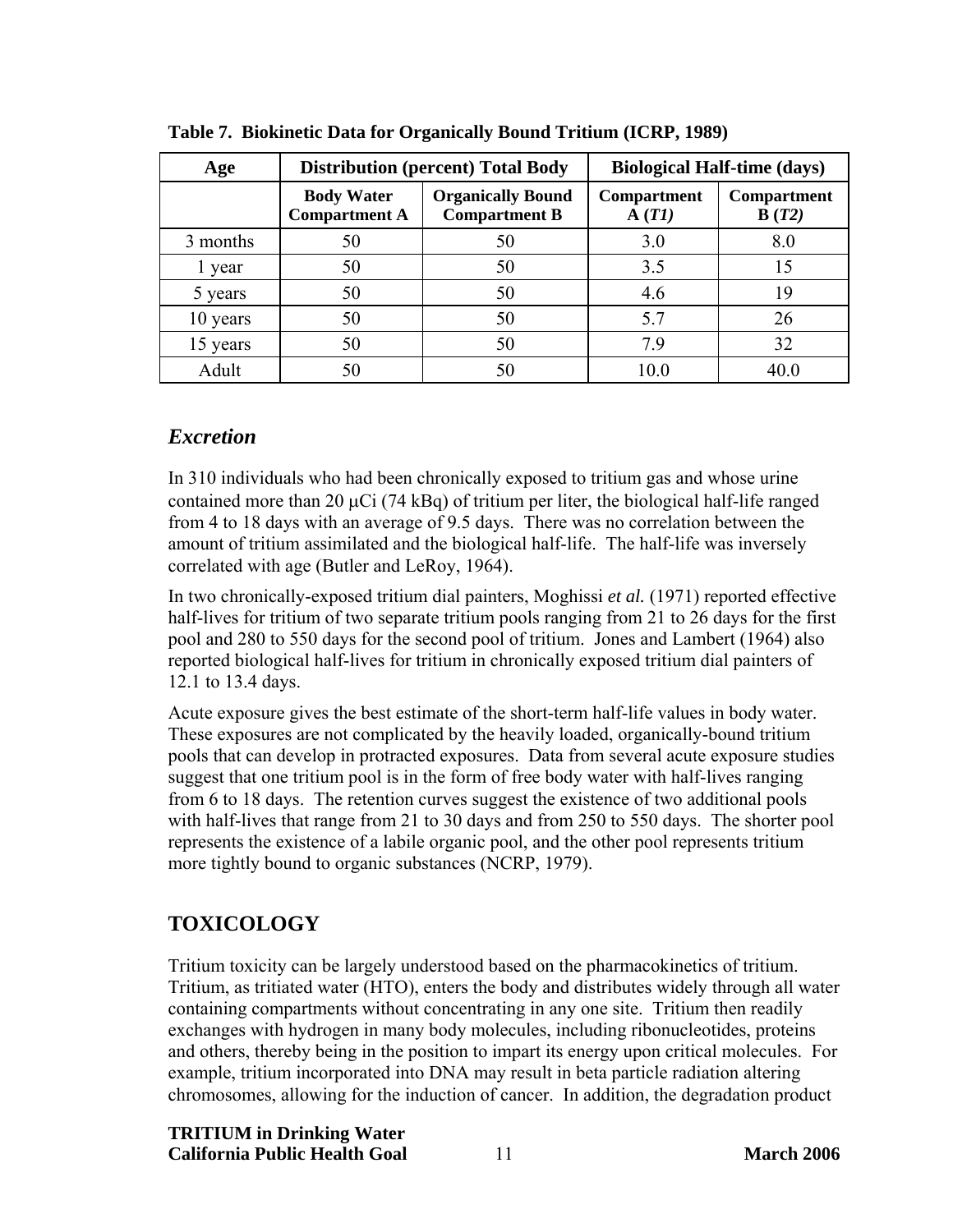**Table 7. Biokinetic Data for Organically Bound Tritium (ICRP, 1989)**

| Age | Distribution (percent) Total Body | | Biological Half-time (days) | |
|---|---|---|---|---|
| | Body Water Compartment A | Organically Bound Compartment B | Compartment A (*T1*) | Compartment B (*T2*) |
| 3 months | 50 | 50 | 3.0 | 8.0 |
| 1 year | 50 | 50 | 3.5 | 15 |
| 5 years | 50 | 50 | 4.6 | 19 |
| 10 years | 50 | 50 | 5.7 | 26 |
| 15 years | 50 | 50 | 7.9 | 32 |
| Adult | 50 | 50 | 10.0 | 40.0 |

### *Excretion*

In 310 individuals who had been chronically exposed to tritium gas and whose urine contained more than 20 μCi (74 kBq) of tritium per liter, the biological half-life ranged from 4 to 18 days with an average of 9.5 days. There was no correlation between the amount of tritium assimilated and the biological half-life. The half-life was inversely correlated with age (Butler and LeRoy, 1964).

In two chronically-exposed tritium dial painters, Moghissi *et al.* (1971) reported effective half-lives for tritium of two separate tritium pools ranging from 21 to 26 days for the first pool and 280 to 550 days for the second pool of tritium. Jones and Lambert (1964) also reported biological half-lives for tritium in chronically exposed tritium dial painters of 12.1 to 13.4 days.

Acute exposure gives the best estimate of the short-term half-life values in body water. These exposures are not complicated by the heavily loaded, organically-bound tritium pools that can develop in protracted exposures. Data from several acute exposure studies suggest that one tritium pool is in the form of free body water with half-lives ranging from 6 to 18 days. The retention curves suggest the existence of two additional pools with half-lives that range from 21 to 30 days and from 250 to 550 days. The shorter pool represents the existence of a labile organic pool, and the other pool represents tritium more tightly bound to organic substances (NCRP, 1979).

## TOXICOLOGY

Tritium toxicity can be largely understood based on the pharmacokinetics of tritium. Tritium, as tritiated water (HTO), enters the body and distributes widely through all water containing compartments without concentrating in any one site. Tritium then readily exchanges with hydrogen in many body molecules, including ribonucleotides, proteins and others, thereby being in the position to impart its energy upon critical molecules. For example, tritium incorporated into DNA may result in beta particle radiation altering chromosomes, allowing for the induction of cancer. In addition, the degradation product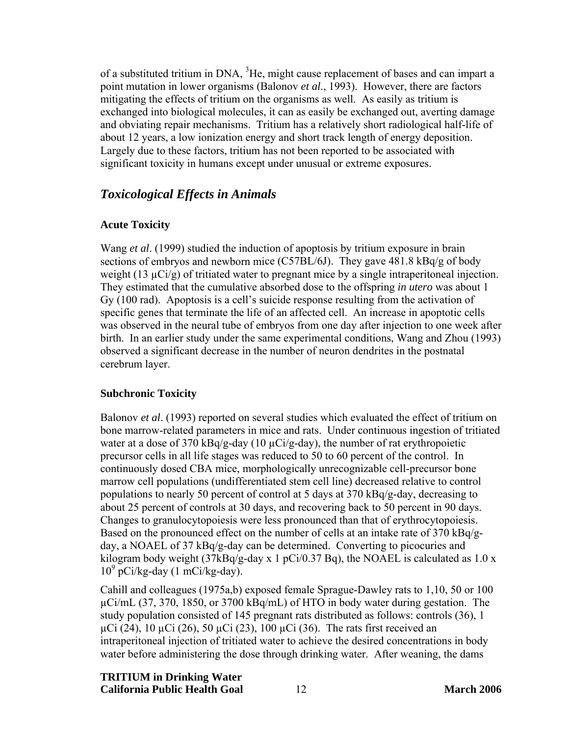of a substituted tritium in DNA, $^{3}He$, might cause replacement of bases and can impart a point mutation in lower organisms (Balonov *et al*., 1993). However, there are factors mitigating the effects of tritium on the organisms as well. As easily as tritium is exchanged into biological molecules, it can as easily be exchanged out, averting damage and obviating repair mechanisms. Tritium has a relatively short radiological half-life of about 12 years, a low ionization energy and short track length of energy deposition. Largely due to these factors, tritium has not been reported to be associated with significant toxicity in humans except under unusual or extreme exposures.

## *Toxicological Effects in Animals*

### Acute Toxicity

Wang *et al*. (1999) studied the induction of apoptosis by tritium exposure in brain sections of embryos and newborn mice (C57BL/6J). They gave 481.8 kBq/g of body weight (13 μCi/g) of tritiated water to pregnant mice by a single intraperitoneal injection. They estimated that the cumulative absorbed dose to the offspring *in utero* was about 1 Gy (100 rad). Apoptosis is a cell's suicide response resulting from the activation of specific genes that terminate the life of an affected cell. An increase in apoptotic cells was observed in the neural tube of embryos from one day after injection to one week after birth. In an earlier study under the same experimental conditions, Wang and Zhou (1993) observed a significant decrease in the number of neuron dendrites in the postnatal cerebrum layer.

### Subchronic Toxicity

Balonov *et al*. (1993) reported on several studies which evaluated the effect of tritium on bone marrow-related parameters in mice and rats. Under continuous ingestion of tritiated water at a dose of 370 kBq/g-day (10 μCi/g-day), the number of rat erythropoietic precursor cells in all life stages was reduced to 50 to 60 percent of the control. In continuously dosed CBA mice, morphologically unrecognizable cell-precursor bone marrow cell populations (undifferentiated stem cell line) decreased relative to control populations to nearly 50 percent of control at 5 days at 370 kBq/g-day, decreasing to about 25 percent of controls at 30 days, and recovering back to 50 percent in 90 days. Changes to granulocytopoiesis were less pronounced than that of erythrocytopoiesis. Based on the pronounced effect on the number of cells at an intake rate of 370 kBq/g-day, a NOAEL of 37 kBq/g-day can be determined. Converting to picocuries and kilogram body weight (37kBq/g-day x 1 pCi/0.37 Bq), the NOAEL is calculated as $1.0 \times 10^{9}$ pCi/kg-day (1 mCi/kg-day).

Cahill and colleagues (1975a,b) exposed female Sprague-Dawley rats to 1,10, 50 or 100 μCi/mL (37, 370, 1850, or 3700 kBq/mL) of HTO in body water during gestation. The study population consisted of 145 pregnant rats distributed as follows: controls (36), 1 μCi (24), 10 μCi (26), 50 μCi (23), 100 μCi (36). The rats first received an intraperitoneal injection of tritiated water to achieve the desired concentrations in body water before administering the dose through drinking water. After weaning, the dams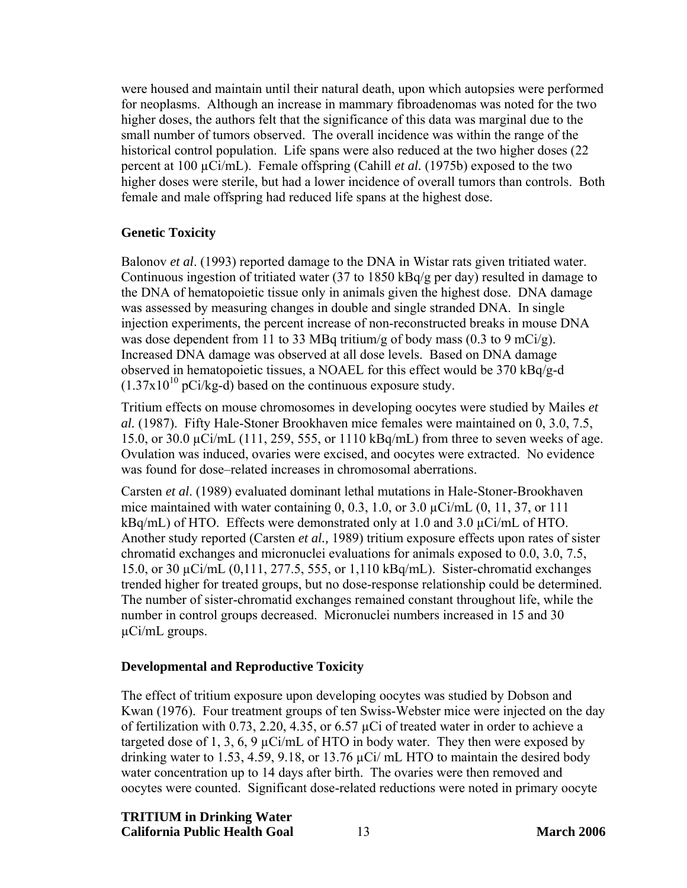were housed and maintain until their natural death, upon which autopsies were performed for neoplasms. Although an increase in mammary fibroadenomas was noted for the two higher doses, the authors felt that the significance of this data was marginal due to the small number of tumors observed. The overall incidence was within the range of the historical control population. Life spans were also reduced at the two higher doses (22 percent at 100 µCi/mL). Female offspring (Cahill *et al.* (1975b) exposed to the two higher doses were sterile, but had a lower incidence of overall tumors than controls. Both female and male offspring had reduced life spans at the highest dose.

## Genetic Toxicity

Balonov *et al*. (1993) reported damage to the DNA in Wistar rats given tritiated water. Continuous ingestion of tritiated water (37 to 1850 kBq/g per day) resulted in damage to the DNA of hematopoietic tissue only in animals given the highest dose. DNA damage was assessed by measuring changes in double and single stranded DNA. In single injection experiments, the percent increase of non-reconstructed breaks in mouse DNA was dose dependent from 11 to 33 MBq tritium/g of body mass (0.3 to 9 mCi/g). Increased DNA damage was observed at all dose levels. Based on DNA damage observed in hematopoietic tissues, a NOAEL for this effect would be 370 kBq/g-d ($1.37 \times 10^{10}$ pCi/kg-d) based on the continuous exposure study.

Tritium effects on mouse chromosomes in developing oocytes were studied by Mailes *et al.* (1987). Fifty Hale-Stoner Brookhaven mice females were maintained on 0, 3.0, 7.5, 15.0, or 30.0 µCi/mL (111, 259, 555, or 1110 kBq/mL) from three to seven weeks of age. Ovulation was induced, ovaries were excised, and oocytes were extracted. No evidence was found for dose–related increases in chromosomal aberrations.

Carsten *et al*. (1989) evaluated dominant lethal mutations in Hale-Stoner-Brookhaven mice maintained with water containing 0, 0.3, 1.0, or 3.0 µCi/mL (0, 11, 37, or 111 kBq/mL) of HTO. Effects were demonstrated only at 1.0 and 3.0 µCi/mL of HTO. Another study reported (Carsten *et al.,* 1989) tritium exposure effects upon rates of sister chromatid exchanges and micronuclei evaluations for animals exposed to 0.0, 3.0, 7.5, 15.0, or 30 µCi/mL (0,111, 277.5, 555, or 1,110 kBq/mL). Sister-chromatid exchanges trended higher for treated groups, but no dose-response relationship could be determined. The number of sister-chromatid exchanges remained constant throughout life, while the number in control groups decreased. Micronuclei numbers increased in 15 and 30 µCi/mL groups.

## Developmental and Reproductive Toxicity

The effect of tritium exposure upon developing oocytes was studied by Dobson and Kwan (1976). Four treatment groups of ten Swiss-Webster mice were injected on the day of fertilization with 0.73, 2.20, 4.35, or 6.57 µCi of treated water in order to achieve a targeted dose of 1, 3, 6, 9 µCi/mL of HTO in body water. They then were exposed by drinking water to 1.53, 4.59, 9.18, or 13.76 µCi/ mL HTO to maintain the desired body water concentration up to 14 days after birth. The ovaries were then removed and oocytes were counted. Significant dose-related reductions were noted in primary oocyte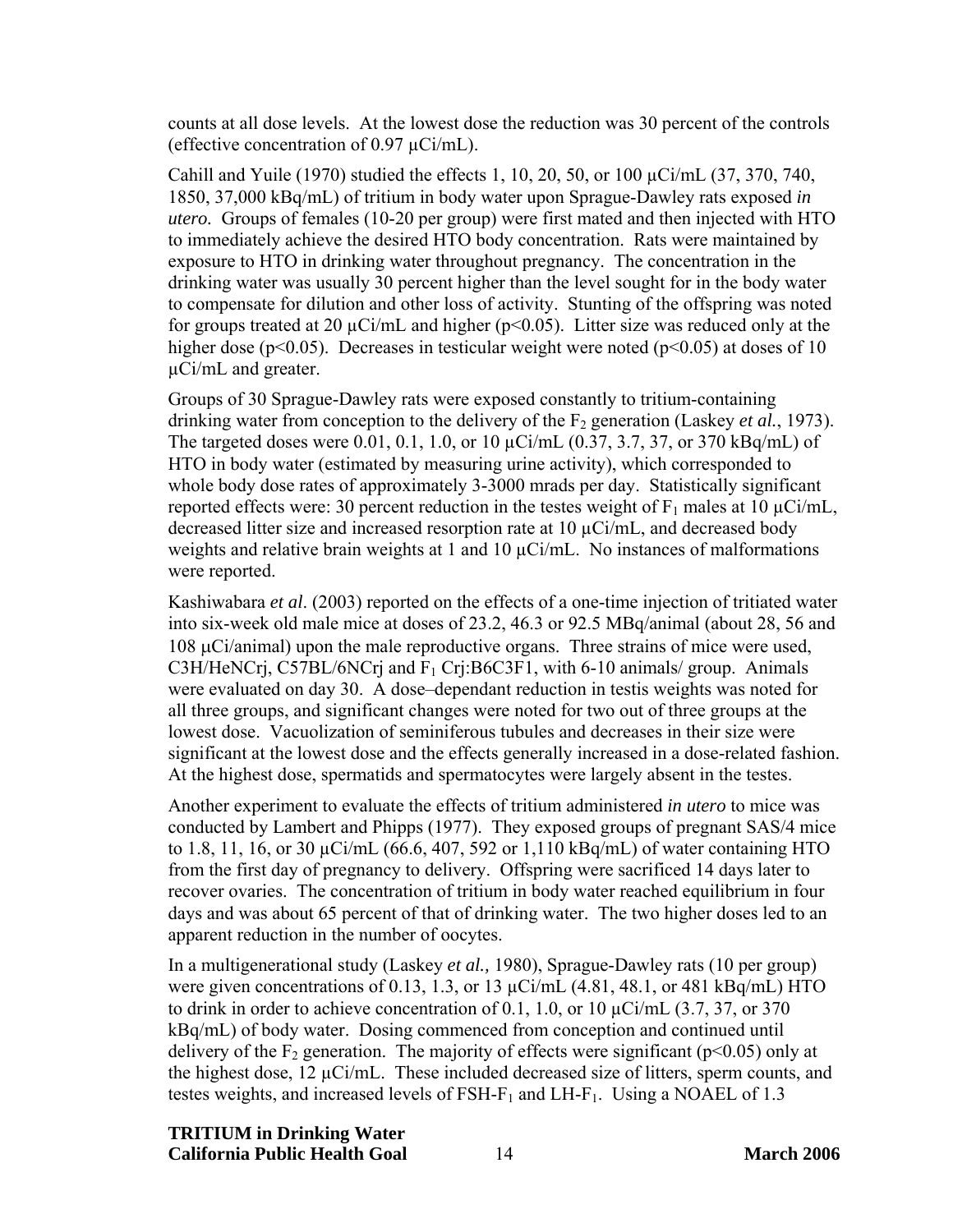counts at all dose levels. At the lowest dose the reduction was 30 percent of the controls (effective concentration of 0.97 µCi/mL).

Cahill and Yuile (1970) studied the effects 1, 10, 20, 50, or 100 µCi/mL (37, 370, 740, 1850, 37,000 kBq/mL) of tritium in body water upon Sprague-Dawley rats exposed *in utero.* Groups of females (10-20 per group) were first mated and then injected with HTO to immediately achieve the desired HTO body concentration. Rats were maintained by exposure to HTO in drinking water throughout pregnancy. The concentration in the drinking water was usually 30 percent higher than the level sought for in the body water to compensate for dilution and other loss of activity. Stunting of the offspring was noted for groups treated at 20 µCi/mL and higher ($p<0.05$). Litter size was reduced only at the higher dose ($p<0.05$). Decreases in testicular weight were noted ($p<0.05$) at doses of 10 µCi/mL and greater.

Groups of 30 Sprague-Dawley rats were exposed constantly to tritium-containing drinking water from conception to the delivery of the $F_2$ generation (Laskey *et al.*, 1973). The targeted doses were 0.01, 0.1, 1.0, or 10 µCi/mL (0.37, 3.7, 37, or 370 kBq/mL) of HTO in body water (estimated by measuring urine activity), which corresponded to whole body dose rates of approximately 3-3000 mrads per day. Statistically significant reported effects were: 30 percent reduction in the testes weight of $F_1$ males at 10 µCi/mL, decreased litter size and increased resorption rate at 10 µCi/mL, and decreased body weights and relative brain weights at 1 and 10 µCi/mL. No instances of malformations were reported.

Kashiwabara *et al*. (2003) reported on the effects of a one-time injection of tritiated water into six-week old male mice at doses of 23.2, 46.3 or 92.5 MBq/animal (about 28, 56 and 108 µCi/animal) upon the male reproductive organs. Three strains of mice were used, C3H/HeNCrj, C57BL/6NCrj and $F_1$ Crj:B6C3F1, with 6-10 animals/ group. Animals were evaluated on day 30. A dose–dependant reduction in testis weights was noted for all three groups, and significant changes were noted for two out of three groups at the lowest dose. Vacuolization of seminiferous tubules and decreases in their size were significant at the lowest dose and the effects generally increased in a dose-related fashion. At the highest dose, spermatids and spermatocytes were largely absent in the testes.

Another experiment to evaluate the effects of tritium administered *in utero* to mice was conducted by Lambert and Phipps (1977). They exposed groups of pregnant SAS/4 mice to 1.8, 11, 16, or 30 µCi/mL (66.6, 407, 592 or 1,110 kBq/mL) of water containing HTO from the first day of pregnancy to delivery. Offspring were sacrificed 14 days later to recover ovaries. The concentration of tritium in body water reached equilibrium in four days and was about 65 percent of that of drinking water. The two higher doses led to an apparent reduction in the number of oocytes.

In a multigenerational study (Laskey *et al.,* 1980), Sprague-Dawley rats (10 per group) were given concentrations of 0.13, 1.3, or 13 µCi/mL (4.81, 48.1, or 481 kBq/mL) HTO to drink in order to achieve concentration of 0.1, 1.0, or 10 µCi/mL (3.7, 37, or 370 kBq/mL) of body water. Dosing commenced from conception and continued until delivery of the $F_2$ generation. The majority of effects were significant ($p<0.05$) only at the highest dose, 12 µCi/mL. These included decreased size of litters, sperm counts, and testes weights, and increased levels of FSH-$F_1$ and LH-$F_1$. Using a NOAEL of 1.3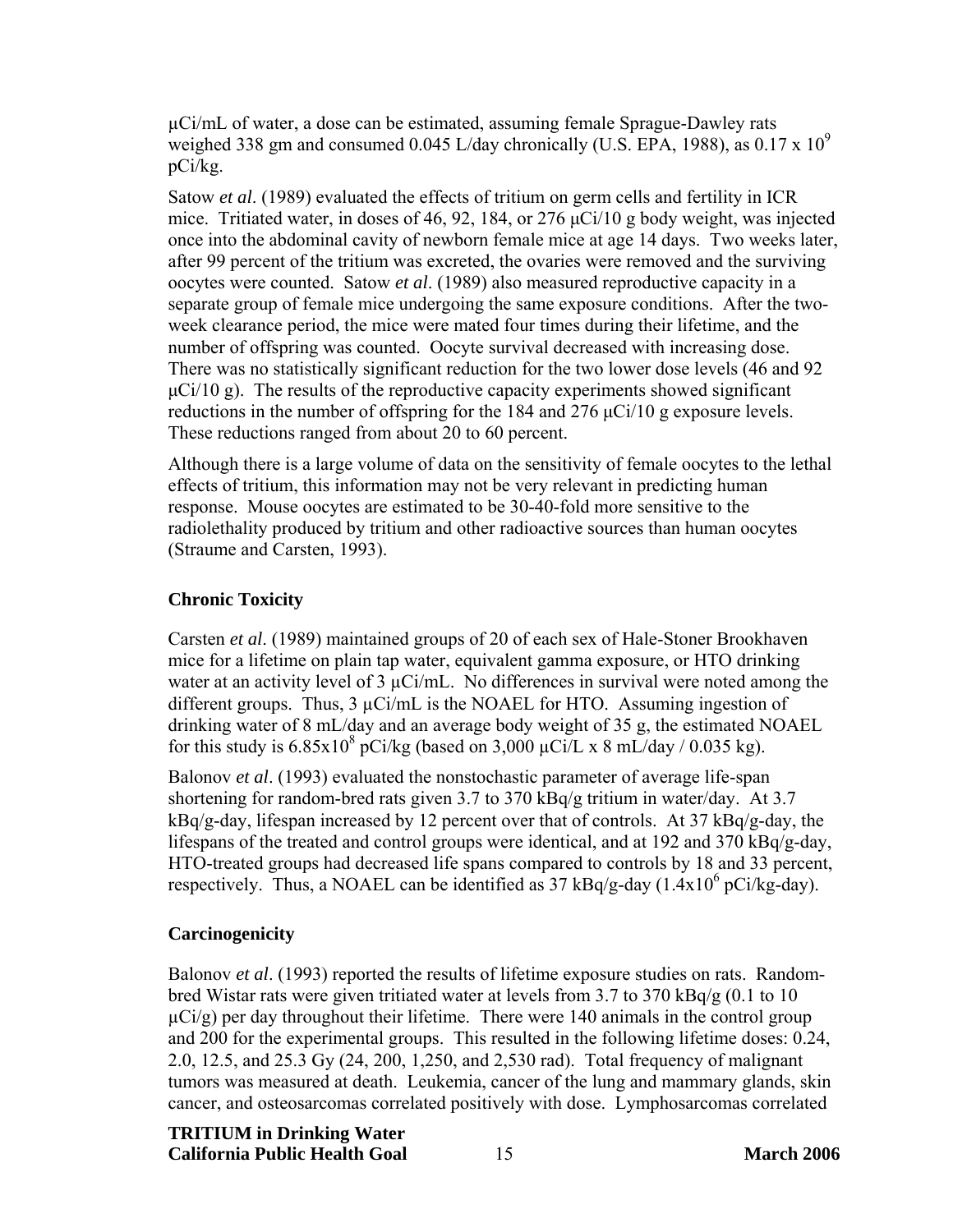μCi/mL of water, a dose can be estimated, assuming female Sprague-Dawley rats weighed 338 gm and consumed 0.045 L/day chronically (U.S. EPA, 1988), as $0.17 \times 10^9$ pCi/kg.

Satow *et al*. (1989) evaluated the effects of tritium on germ cells and fertility in ICR mice. Tritiated water, in doses of 46, 92, 184, or 276 μCi/10 g body weight, was injected once into the abdominal cavity of newborn female mice at age 14 days. Two weeks later, after 99 percent of the tritium was excreted, the ovaries were removed and the surviving oocytes were counted. Satow *et al*. (1989) also measured reproductive capacity in a separate group of female mice undergoing the same exposure conditions. After the two-week clearance period, the mice were mated four times during their lifetime, and the number of offspring was counted. Oocyte survival decreased with increasing dose. There was no statistically significant reduction for the two lower dose levels (46 and 92 μCi/10 g). The results of the reproductive capacity experiments showed significant reductions in the number of offspring for the 184 and 276 μCi/10 g exposure levels. These reductions ranged from about 20 to 60 percent.

Although there is a large volume of data on the sensitivity of female oocytes to the lethal effects of tritium, this information may not be very relevant in predicting human response. Mouse oocytes are estimated to be 30-40-fold more sensitive to the radiolethality produced by tritium and other radioactive sources than human oocytes (Straume and Carsten, 1993).

## Chronic Toxicity

Carsten *et al*. (1989) maintained groups of 20 of each sex of Hale-Stoner Brookhaven mice for a lifetime on plain tap water, equivalent gamma exposure, or HTO drinking water at an activity level of 3 μCi/mL. No differences in survival were noted among the different groups. Thus, 3 μCi/mL is the NOAEL for HTO. Assuming ingestion of drinking water of 8 mL/day and an average body weight of 35 g, the estimated NOAEL for this study is $6.85 \times 10^8$ pCi/kg (based on 3,000 μCi/L x 8 mL/day / 0.035 kg).

Balonov *et al*. (1993) evaluated the nonstochastic parameter of average life-span shortening for random-bred rats given 3.7 to 370 kBq/g tritium in water/day. At 3.7 kBq/g-day, lifespan increased by 12 percent over that of controls. At 37 kBq/g-day, the lifespans of the treated and control groups were identical, and at 192 and 370 kBq/g-day, HTO-treated groups had decreased life spans compared to controls by 18 and 33 percent, respectively. Thus, a NOAEL can be identified as 37 kBq/g-day ($1.4 \times 10^6$ pCi/kg-day).

## Carcinogenicity

Balonov *et al*. (1993) reported the results of lifetime exposure studies on rats. Random-bred Wistar rats were given tritiated water at levels from 3.7 to 370 kBq/g (0.1 to 10 μCi/g) per day throughout their lifetime. There were 140 animals in the control group and 200 for the experimental groups. This resulted in the following lifetime doses: 0.24, 2.0, 12.5, and 25.3 Gy (24, 200, 1,250, and 2,530 rad). Total frequency of malignant tumors was measured at death. Leukemia, cancer of the lung and mammary glands, skin cancer, and osteosarcomas correlated positively with dose. Lymphosarcomas correlated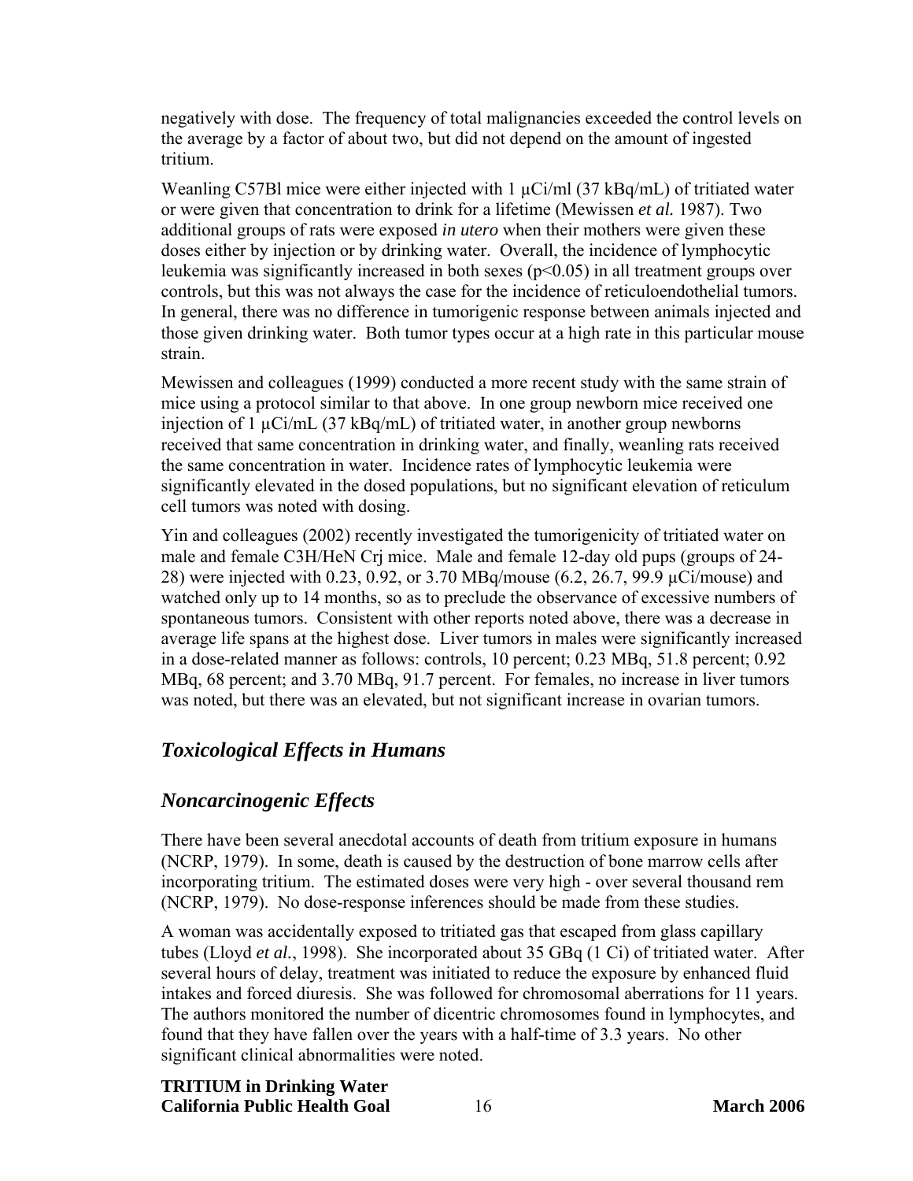negatively with dose. The frequency of total malignancies exceeded the control levels on the average by a factor of about two, but did not depend on the amount of ingested tritium.

Weanling C57Bl mice were either injected with 1 µCi/ml (37 kBq/mL) of tritiated water or were given that concentration to drink for a lifetime (Mewissen *et al.* 1987). Two additional groups of rats were exposed *in utero* when their mothers were given these doses either by injection or by drinking water. Overall, the incidence of lymphocytic leukemia was significantly increased in both sexes ($p<0.05$) in all treatment groups over controls, but this was not always the case for the incidence of reticuloendothelial tumors. In general, there was no difference in tumorigenic response between animals injected and those given drinking water. Both tumor types occur at a high rate in this particular mouse strain.

Mewissen and colleagues (1999) conducted a more recent study with the same strain of mice using a protocol similar to that above. In one group newborn mice received one injection of 1 µCi/mL (37 kBq/mL) of tritiated water, in another group newborns received that same concentration in drinking water, and finally, weanling rats received the same concentration in water. Incidence rates of lymphocytic leukemia were significantly elevated in the dosed populations, but no significant elevation of reticulum cell tumors was noted with dosing.

Yin and colleagues (2002) recently investigated the tumorigenicity of tritiated water on male and female C3H/HeN Crj mice. Male and female 12-day old pups (groups of 24-28) were injected with 0.23, 0.92, or 3.70 MBq/mouse (6.2, 26.7, 99.9 µCi/mouse) and watched only up to 14 months, so as to preclude the observance of excessive numbers of spontaneous tumors. Consistent with other reports noted above, there was a decrease in average life spans at the highest dose. Liver tumors in males were significantly increased in a dose-related manner as follows: controls, 10 percent; 0.23 MBq, 51.8 percent; 0.92 MBq, 68 percent; and 3.70 MBq, 91.7 percent. For females, no increase in liver tumors was noted, but there was an elevated, but not significant increase in ovarian tumors.

## *Toxicological Effects in Humans*

## *Noncarcinogenic Effects*

There have been several anecdotal accounts of death from tritium exposure in humans (NCRP, 1979). In some, death is caused by the destruction of bone marrow cells after incorporating tritium. The estimated doses were very high - over several thousand rem (NCRP, 1979). No dose-response inferences should be made from these studies.

A woman was accidentally exposed to tritiated gas that escaped from glass capillary tubes (Lloyd *et al.*, 1998). She incorporated about 35 GBq (1 Ci) of tritiated water. After several hours of delay, treatment was initiated to reduce the exposure by enhanced fluid intakes and forced diuresis. She was followed for chromosomal aberrations for 11 years. The authors monitored the number of dicentric chromosomes found in lymphocytes, and found that they have fallen over the years with a half-time of 3.3 years. No other significant clinical abnormalities were noted.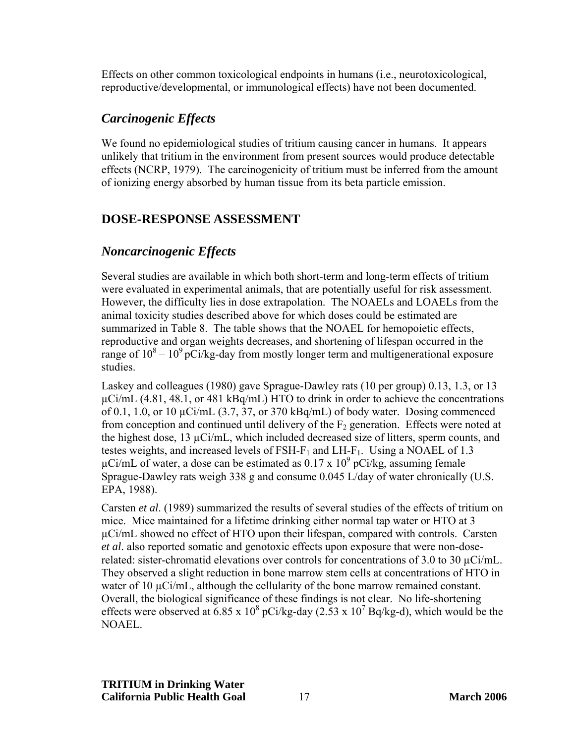Effects on other common toxicological endpoints in humans (i.e., neurotoxicological, reproductive/developmental, or immunological effects) have not been documented.

## *Carcinogenic Effects*

We found no epidemiological studies of tritium causing cancer in humans. It appears unlikely that tritium in the environment from present sources would produce detectable effects (NCRP, 1979). The carcinogenicity of tritium must be inferred from the amount of ionizing energy absorbed by human tissue from its beta particle emission.

# DOSE-RESPONSE ASSESSMENT

## *Noncarcinogenic Effects*

Several studies are available in which both short-term and long-term effects of tritium were evaluated in experimental animals, that are potentially useful for risk assessment. However, the difficulty lies in dose extrapolation. The NOAELs and LOAELs from the animal toxicity studies described above for which doses could be estimated are summarized in Table 8. The table shows that the NOAEL for hemopoietic effects, reproductive and organ weights decreases, and shortening of lifespan occurred in the range of $10^8 - 10^9$ pCi/kg-day from mostly longer term and multigenerational exposure studies.

Laskey and colleagues (1980) gave Sprague-Dawley rats (10 per group) 0.13, 1.3, or 13 μCi/mL (4.81, 48.1, or 481 kBq/mL) HTO to drink in order to achieve the concentrations of 0.1, 1.0, or 10 μCi/mL (3.7, 37, or 370 kBq/mL) of body water. Dosing commenced from conception and continued until delivery of the $F_2$ generation. Effects were noted at the highest dose, 13 μCi/mL, which included decreased size of litters, sperm counts, and testes weights, and increased levels of FSH-$F_1$ and LH-$F_1$. Using a NOAEL of 1.3 μCi/mL of water, a dose can be estimated as $0.17 \times 10^9$ pCi/kg, assuming female Sprague-Dawley rats weigh 338 g and consume 0.045 L/day of water chronically (U.S. EPA, 1988).

Carsten *et al*. (1989) summarized the results of several studies of the effects of tritium on mice. Mice maintained for a lifetime drinking either normal tap water or HTO at 3 μCi/mL showed no effect of HTO upon their lifespan, compared with controls. Carsten *et al*. also reported somatic and genotoxic effects upon exposure that were non-dose-related: sister-chromatid elevations over controls for concentrations of 3.0 to 30 μCi/mL. They observed a slight reduction in bone marrow stem cells at concentrations of HTO in water of 10 μCi/mL, although the cellularity of the bone marrow remained constant. Overall, the biological significance of these findings is not clear. No life-shortening effects were observed at $6.85 \times 10^8$ pCi/kg-day ($2.53 \times 10^7$ Bq/kg-d), which would be the NOAEL.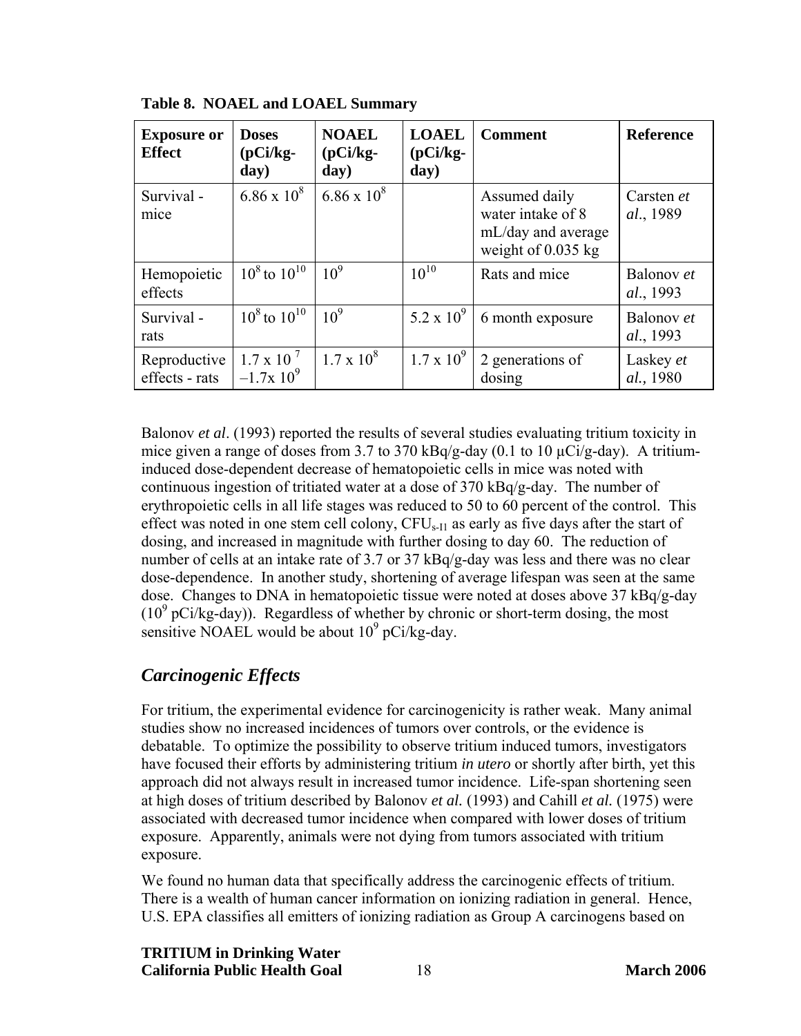**Table 8. NOAEL and LOAEL Summary**

| Exposure or Effect | Doses (pCi/kg-day) | NOAEL (pCi/kg-day) | LOAEL (pCi/kg-day) | Comment | Reference |
|---|---|---|---|---|---|
| Survival - mice | $6.86 \times 10^8$ | $6.86 \times 10^8$ | | Assumed daily water intake of 8 mL/day and average weight of 0.035 kg | Carsten *et al*., 1989 |
| Hemopoietic effects | $10^8$ to $10^{10}$ | $10^9$ | $10^{10}$ | Rats and mice | Balonov *et al*., 1993 |
| Survival - rats | $10^8$ to $10^{10}$ | $10^9$ | $5.2 \times 10^9$ | 6 month exposure | Balonov *et al*., 1993 |
| Reproductive effects - rats | $1.7 \times 10^7$ $-1.7 \times 10^9$ | $1.7 \times 10^8$ | $1.7 \times 10^9$ | 2 generations of dosing | Laskey *et al.,* 1980 |

Balonov *et al*. (1993) reported the results of several studies evaluating tritium toxicity in mice given a range of doses from 3.7 to 370 kBq/g-day (0.1 to 10 µCi/g-day). A tritium-induced dose-dependent decrease of hematopoietic cells in mice was noted with continuous ingestion of tritiated water at a dose of 370 kBq/g-day. The number of erythropoietic cells in all life stages was reduced to 50 to 60 percent of the control. This effect was noted in one stem cell colony, $CFU_{s\text{-}I1}$ as early as five days after the start of dosing, and increased in magnitude with further dosing to day 60. The reduction of number of cells at an intake rate of 3.7 or 37 kBq/g-day was less and there was no clear dose-dependence. In another study, shortening of average lifespan was seen at the same dose. Changes to DNA in hematopoietic tissue were noted at doses above 37 kBq/g-day ($10^9$ pCi/kg-day)). Regardless of whether by chronic or short-term dosing, the most sensitive NOAEL would be about $10^9$ pCi/kg-day.

## *Carcinogenic Effects*

For tritium, the experimental evidence for carcinogenicity is rather weak. Many animal studies show no increased incidences of tumors over controls, or the evidence is debatable. To optimize the possibility to observe tritium induced tumors, investigators have focused their efforts by administering tritium *in utero* or shortly after birth, yet this approach did not always result in increased tumor incidence. Life-span shortening seen at high doses of tritium described by Balonov *et al.* (1993) and Cahill *et al.* (1975) were associated with decreased tumor incidence when compared with lower doses of tritium exposure. Apparently, animals were not dying from tumors associated with tritium exposure.

We found no human data that specifically address the carcinogenic effects of tritium. There is a wealth of human cancer information on ionizing radiation in general. Hence, U.S. EPA classifies all emitters of ionizing radiation as Group A carcinogens based on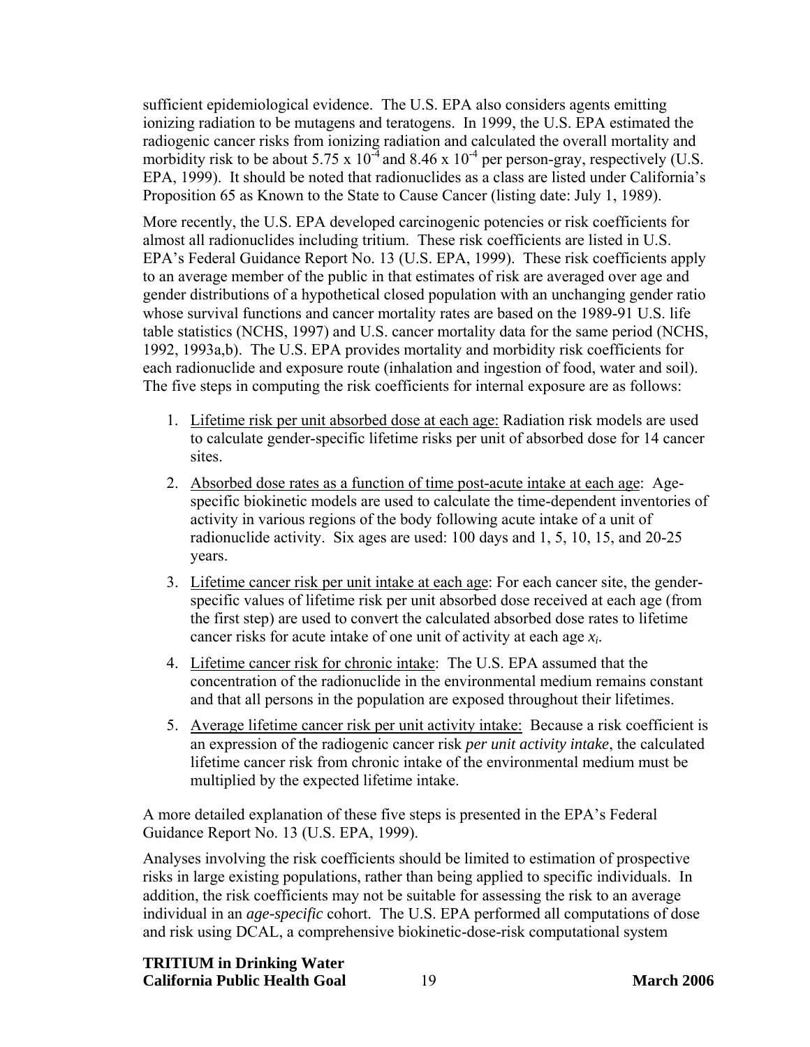sufficient epidemiological evidence. The U.S. EPA also considers agents emitting ionizing radiation to be mutagens and teratogens. In 1999, the U.S. EPA estimated the radiogenic cancer risks from ionizing radiation and calculated the overall mortality and morbidity risk to be about $5.75 \times 10^{-4}$ and $8.46 \times 10^{-4}$ per person-gray, respectively (U.S. EPA, 1999). It should be noted that radionuclides as a class are listed under California's Proposition 65 as Known to the State to Cause Cancer (listing date: July 1, 1989).

More recently, the U.S. EPA developed carcinogenic potencies or risk coefficients for almost all radionuclides including tritium. These risk coefficients are listed in U.S. EPA's Federal Guidance Report No. 13 (U.S. EPA, 1999). These risk coefficients apply to an average member of the public in that estimates of risk are averaged over age and gender distributions of a hypothetical closed population with an unchanging gender ratio whose survival functions and cancer mortality rates are based on the 1989-91 U.S. life table statistics (NCHS, 1997) and U.S. cancer mortality data for the same period (NCHS, 1992, 1993a,b). The U.S. EPA provides mortality and morbidity risk coefficients for each radionuclide and exposure route (inhalation and ingestion of food, water and soil). The five steps in computing the risk coefficients for internal exposure are as follows:

1. Lifetime risk per unit absorbed dose at each age: Radiation risk models are used to calculate gender-specific lifetime risks per unit of absorbed dose for 14 cancer sites.
2. Absorbed dose rates as a function of time post-acute intake at each age: Age-specific biokinetic models are used to calculate the time-dependent inventories of activity in various regions of the body following acute intake of a unit of radionuclide activity. Six ages are used: 100 days and 1, 5, 10, 15, and 20-25 years.
3. Lifetime cancer risk per unit intake at each age: For each cancer site, the gender-specific values of lifetime risk per unit absorbed dose received at each age (from the first step) are used to convert the calculated absorbed dose rates to lifetime cancer risks for acute intake of one unit of activity at each age $x_i$.
4. Lifetime cancer risk for chronic intake: The U.S. EPA assumed that the concentration of the radionuclide in the environmental medium remains constant and that all persons in the population are exposed throughout their lifetimes.
5. Average lifetime cancer risk per unit activity intake: Because a risk coefficient is an expression of the radiogenic cancer risk *per unit activity intake*, the calculated lifetime cancer risk from chronic intake of the environmental medium must be multiplied by the expected lifetime intake.

A more detailed explanation of these five steps is presented in the EPA's Federal Guidance Report No. 13 (U.S. EPA, 1999).

Analyses involving the risk coefficients should be limited to estimation of prospective risks in large existing populations, rather than being applied to specific individuals. In addition, the risk coefficients may not be suitable for assessing the risk to an average individual in an *age-specific* cohort. The U.S. EPA performed all computations of dose and risk using DCAL, a comprehensive biokinetic-dose-risk computational system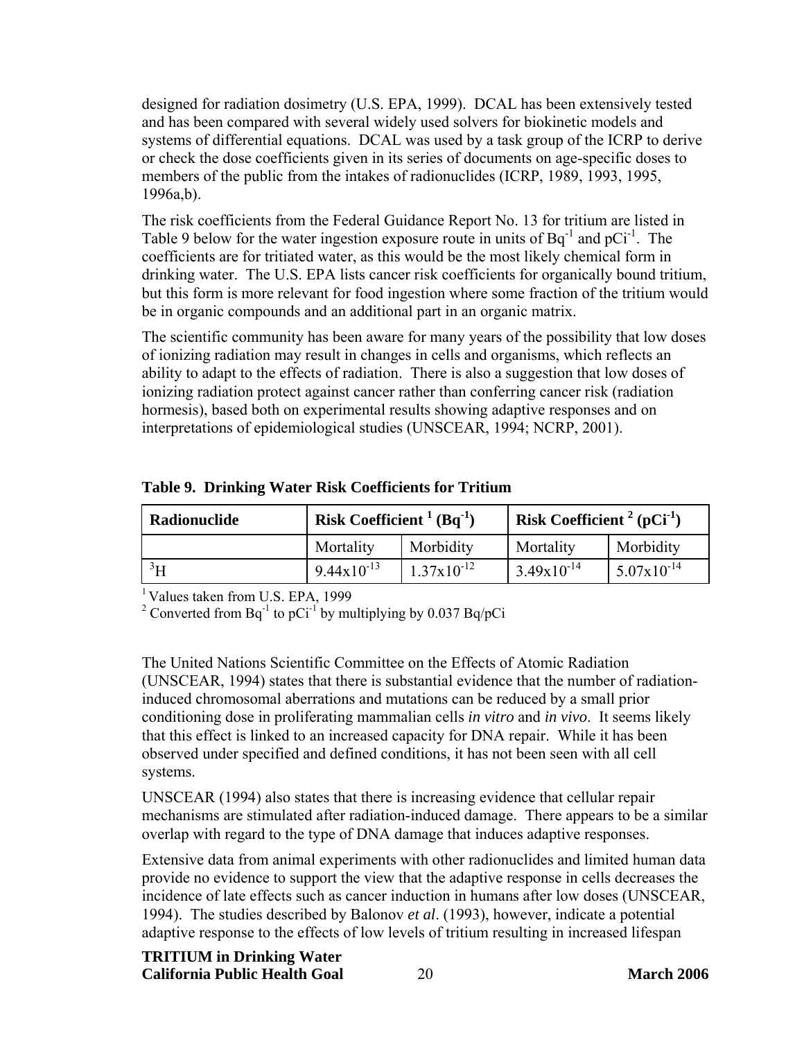designed for radiation dosimetry (U.S. EPA, 1999). DCAL has been extensively tested and has been compared with several widely used solvers for biokinetic models and systems of differential equations. DCAL was used by a task group of the ICRP to derive or check the dose coefficients given in its series of documents on age-specific doses to members of the public from the intakes of radionuclides (ICRP, 1989, 1993, 1995, 1996a,b).

The risk coefficients from the Federal Guidance Report No. 13 for tritium are listed in Table 9 below for the water ingestion exposure route in units of $Bq^{-1}$ and $pCi^{-1}$. The coefficients are for tritiated water, as this would be the most likely chemical form in drinking water. The U.S. EPA lists cancer risk coefficients for organically bound tritium, but this form is more relevant for food ingestion where some fraction of the tritium would be in organic compounds and an additional part in an organic matrix.

The scientific community has been aware for many years of the possibility that low doses of ionizing radiation may result in changes in cells and organisms, which reflects an ability to adapt to the effects of radiation. There is also a suggestion that low doses of ionizing radiation protect against cancer rather than conferring cancer risk (radiation hormesis), based both on experimental results showing adaptive responses and on interpretations of epidemiological studies (UNSCEAR, 1994; NCRP, 2001).

**Table 9. Drinking Water Risk Coefficients for Tritium**

| Radionuclide | Risk Coefficient [1] ($Bq^{-1}$) | | Risk Coefficient [2] ($pCi^{-1}$) | |
|---|---|---|---|---|
| | Mortality | Morbidity | Mortality | Morbidity |
| $^{3}H$ | $9.44 \times 10^{-13}$ | $1.37 \times 10^{-12}$ | $3.49 \times 10^{-14}$ | $5.07 \times 10^{-14}$ |

[1] Values taken from U.S. EPA, 1999

[2] Converted from $Bq^{-1}$ to $pCi^{-1}$ by multiplying by 0.037 Bq/pCi

The United Nations Scientific Committee on the Effects of Atomic Radiation (UNSCEAR, 1994) states that there is substantial evidence that the number of radiation-induced chromosomal aberrations and mutations can be reduced by a small prior conditioning dose in proliferating mammalian cells *in vitro* and *in vivo*. It seems likely that this effect is linked to an increased capacity for DNA repair. While it has been observed under specified and defined conditions, it has not been seen with all cell systems.

UNSCEAR (1994) also states that there is increasing evidence that cellular repair mechanisms are stimulated after radiation-induced damage. There appears to be a similar overlap with regard to the type of DNA damage that induces adaptive responses.

Extensive data from animal experiments with other radionuclides and limited human data provide no evidence to support the view that the adaptive response in cells decreases the incidence of late effects such as cancer induction in humans after low doses (UNSCEAR, 1994). The studies described by Balonov *et al*. (1993), however, indicate a potential adaptive response to the effects of low levels of tritium resulting in increased lifespan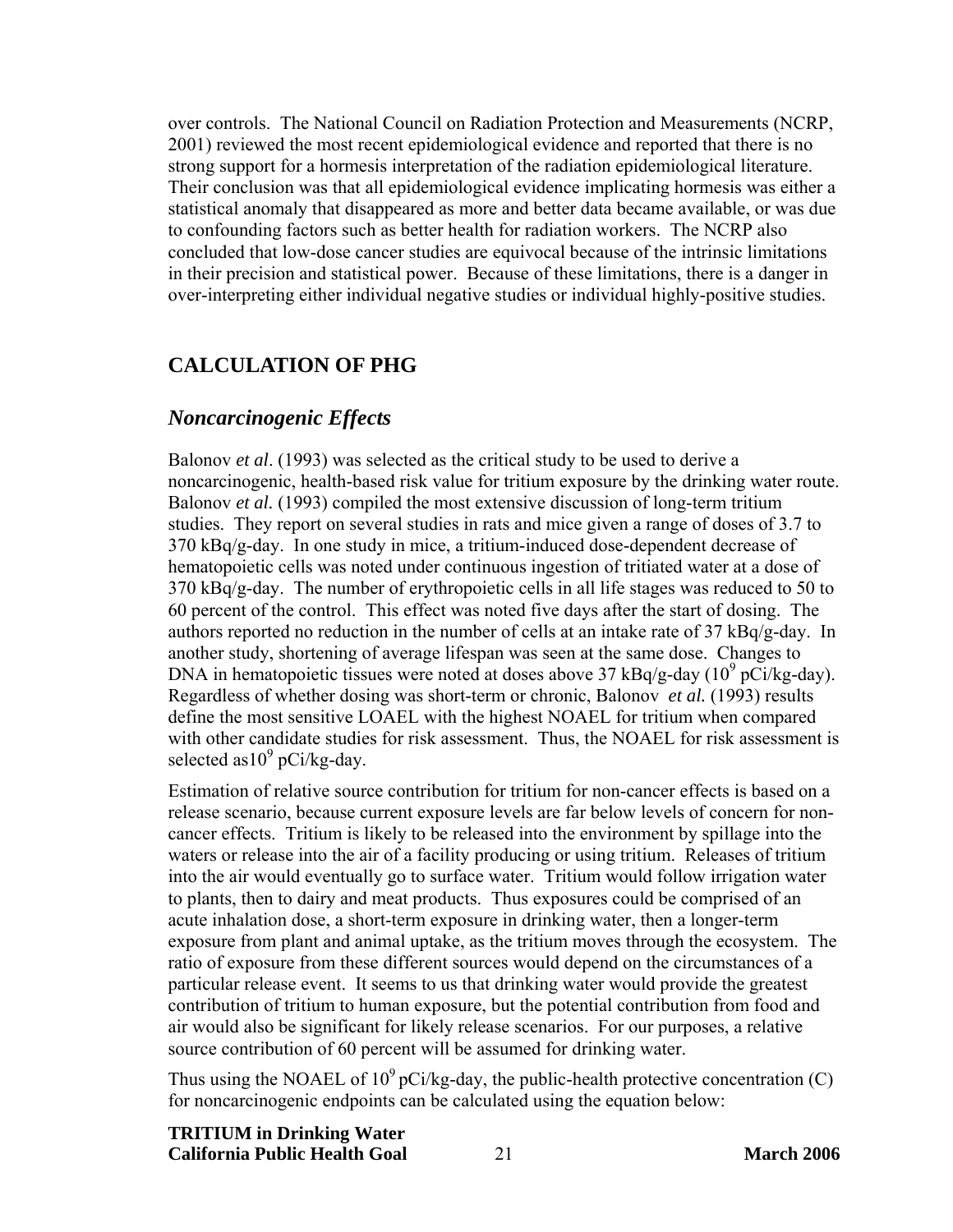over controls. The National Council on Radiation Protection and Measurements (NCRP, 2001) reviewed the most recent epidemiological evidence and reported that there is no strong support for a hormesis interpretation of the radiation epidemiological literature. Their conclusion was that all epidemiological evidence implicating hormesis was either a statistical anomaly that disappeared as more and better data became available, or was due to confounding factors such as better health for radiation workers. The NCRP also concluded that low-dose cancer studies are equivocal because of the intrinsic limitations in their precision and statistical power. Because of these limitations, there is a danger in over-interpreting either individual negative studies or individual highly-positive studies.

## CALCULATION OF PHG

### *Noncarcinogenic Effects*

Balonov *et al*. (1993) was selected as the critical study to be used to derive a noncarcinogenic, health-based risk value for tritium exposure by the drinking water route. Balonov *et al.* (1993) compiled the most extensive discussion of long-term tritium studies. They report on several studies in rats and mice given a range of doses of 3.7 to 370 kBq/g-day. In one study in mice, a tritium-induced dose-dependent decrease of hematopoietic cells was noted under continuous ingestion of tritiated water at a dose of 370 kBq/g-day. The number of erythropoietic cells in all life stages was reduced to 50 to 60 percent of the control. This effect was noted five days after the start of dosing. The authors reported no reduction in the number of cells at an intake rate of 37 kBq/g-day. In another study, shortening of average lifespan was seen at the same dose. Changes to DNA in hematopoietic tissues were noted at doses above 37 kBq/g-day ($10^9$ pCi/kg-day). Regardless of whether dosing was short-term or chronic, Balonov *et al.* (1993) results define the most sensitive LOAEL with the highest NOAEL for tritium when compared with other candidate studies for risk assessment. Thus, the NOAEL for risk assessment is selected as$10^9$ pCi/kg-day.

Estimation of relative source contribution for tritium for non-cancer effects is based on a release scenario, because current exposure levels are far below levels of concern for non-cancer effects. Tritium is likely to be released into the environment by spillage into the waters or release into the air of a facility producing or using tritium. Releases of tritium into the air would eventually go to surface water. Tritium would follow irrigation water to plants, then to dairy and meat products. Thus exposures could be comprised of an acute inhalation dose, a short-term exposure in drinking water, then a longer-term exposure from plant and animal uptake, as the tritium moves through the ecosystem. The ratio of exposure from these different sources would depend on the circumstances of a particular release event. It seems to us that drinking water would provide the greatest contribution of tritium to human exposure, but the potential contribution from food and air would also be significant for likely release scenarios. For our purposes, a relative source contribution of 60 percent will be assumed for drinking water.

Thus using the NOAEL of $10^9$ pCi/kg-day, the public-health protective concentration (C) for noncarcinogenic endpoints can be calculated using the equation below: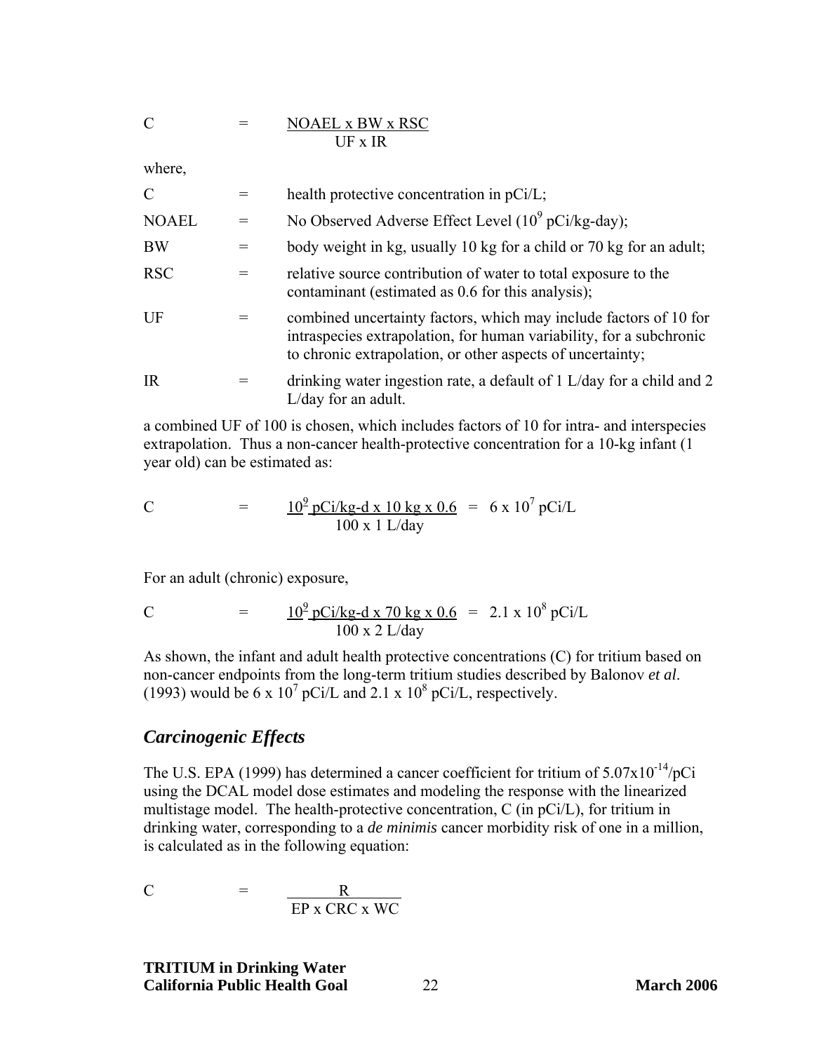$$C = \frac{NOAEL \times BW \times RSC}{UF \times IR}$$

where,

| | | |
|---|---|---|
| C | = | health protective concentration in pCi/L; |
| NOAEL | = | No Observed Adverse Effect Level ($10^9$ pCi/kg-day); |
| BW | = | body weight in kg, usually 10 kg for a child or 70 kg for an adult; |
| RSC | = | relative source contribution of water to total exposure to the contaminant (estimated as 0.6 for this analysis); |
| UF | = | combined uncertainty factors, which may include factors of 10 for intraspecies extrapolation, for human variability, for a subchronic to chronic extrapolation, or other aspects of uncertainty; |
| IR | = | drinking water ingestion rate, a default of 1 L/day for a child and 2 L/day for an adult. |

a combined UF of 100 is chosen, which includes factors of 10 for intra- and interspecies extrapolation. Thus a non-cancer health-protective concentration for a 10-kg infant (1 year old) can be estimated as:

$$C = \frac{10^9 \text{ pCi/kg-d} \times 10 \text{ kg} \times 0.6}{100 \times 1 \text{ L/day}} = 6 \times 10^7 \text{ pCi/L}$$

For an adult (chronic) exposure,

$$C = \frac{10^9 \text{ pCi/kg-d} \times 70 \text{ kg} \times 0.6}{100 \times 2 \text{ L/day}} = 2.1 \times 10^8 \text{ pCi/L}$$

As shown, the infant and adult health protective concentrations (C) for tritium based on non-cancer endpoints from the long-term tritium studies described by Balonov *et al.* (1993) would be $6 \times 10^7$ pCi/L and $2.1 \times 10^8$ pCi/L, respectively.

## *Carcinogenic Effects*

The U.S. EPA (1999) has determined a cancer coefficient for tritium of $5.07 \times 10^{-14}$/pCi using the DCAL model dose estimates and modeling the response with the linearized multistage model. The health-protective concentration, C (in pCi/L), for tritium in drinking water, corresponding to a *de minimis* cancer morbidity risk of one in a million, is calculated as in the following equation:

$$C = \frac{R}{EP \times CRC \times WC}$$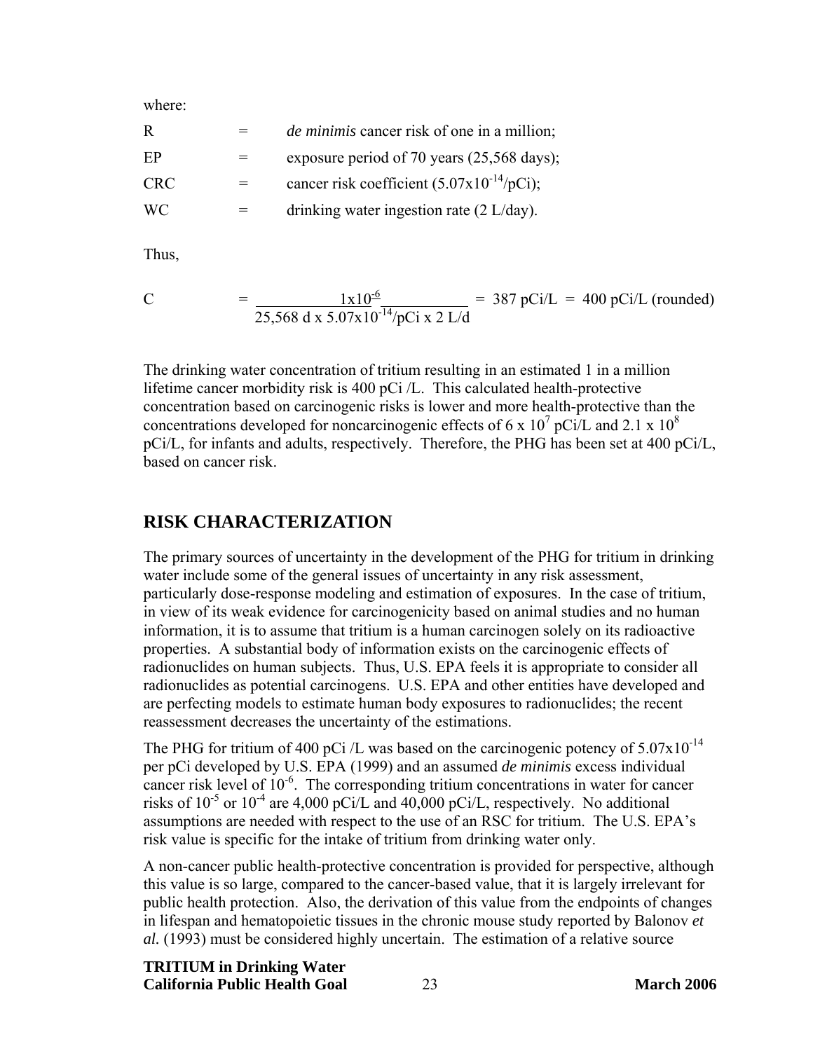where:

| | | |
|---|---|---|
| R | = | *de minimis* cancer risk of one in a million; |
| EP | = | exposure period of 70 years (25,568 days); |
| CRC | = | cancer risk coefficient ($5.07 \times 10^{-14}$/pCi); |
| WC | = | drinking water ingestion rate (2 L/day). |

Thus,

$$C = \frac{1 \times 10^{-6}}{25{,}568 \text{ d} \times 5.07 \times 10^{-14}/\text{pCi} \times 2 \text{ L/d}} = 387 \text{ pCi/L} = 400 \text{ pCi/L (rounded)}$$

The drinking water concentration of tritium resulting in an estimated 1 in a million lifetime cancer morbidity risk is 400 pCi /L. This calculated health-protective concentration based on carcinogenic risks is lower and more health-protective than the concentrations developed for noncarcinogenic effects of $6 \times 10^{7}$ pCi/L and $2.1 \times 10^{8}$ pCi/L, for infants and adults, respectively. Therefore, the PHG has been set at 400 pCi/L, based on cancer risk.

## RISK CHARACTERIZATION

The primary sources of uncertainty in the development of the PHG for tritium in drinking water include some of the general issues of uncertainty in any risk assessment, particularly dose-response modeling and estimation of exposures. In the case of tritium, in view of its weak evidence for carcinogenicity based on animal studies and no human information, it is to assume that tritium is a human carcinogen solely on its radioactive properties. A substantial body of information exists on the carcinogenic effects of radionuclides on human subjects. Thus, U.S. EPA feels it is appropriate to consider all radionuclides as potential carcinogens. U.S. EPA and other entities have developed and are perfecting models to estimate human body exposures to radionuclides; the recent reassessment decreases the uncertainty of the estimations.

The PHG for tritium of 400 pCi /L was based on the carcinogenic potency of $5.07 \times 10^{-14}$ per pCi developed by U.S. EPA (1999) and an assumed *de minimis* excess individual cancer risk level of $10^{-6}$. The corresponding tritium concentrations in water for cancer risks of $10^{-5}$ or $10^{-4}$ are 4,000 pCi/L and 40,000 pCi/L, respectively. No additional assumptions are needed with respect to the use of an RSC for tritium. The U.S. EPA's risk value is specific for the intake of tritium from drinking water only.

A non-cancer public health-protective concentration is provided for perspective, although this value is so large, compared to the cancer-based value, that it is largely irrelevant for public health protection. Also, the derivation of this value from the endpoints of changes in lifespan and hematopoietic tissues in the chronic mouse study reported by Balonov *et al.* (1993) must be considered highly uncertain. The estimation of a relative source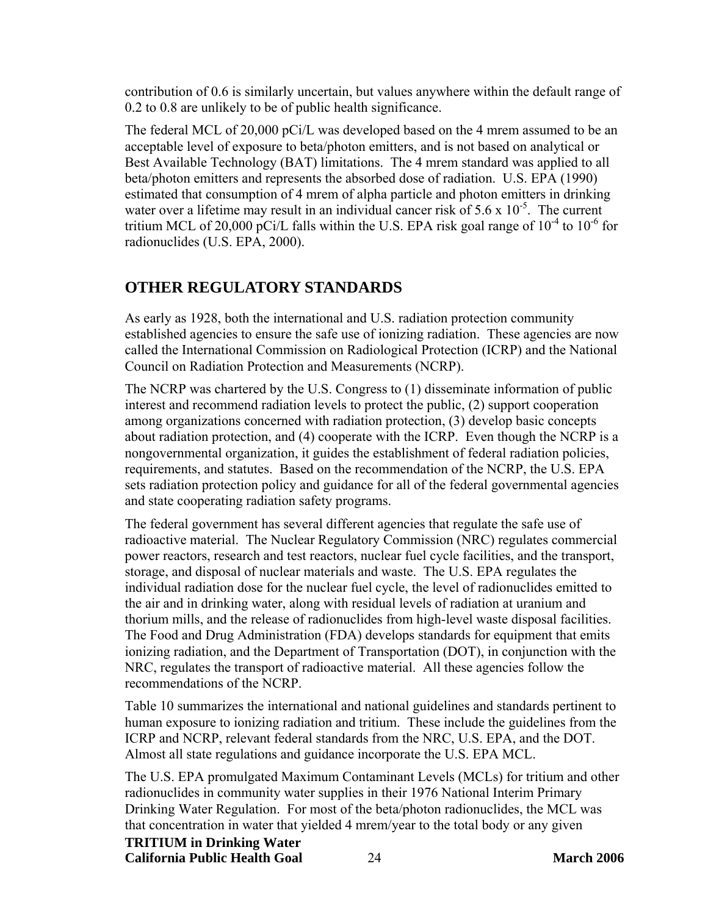contribution of 0.6 is similarly uncertain, but values anywhere within the default range of 0.2 to 0.8 are unlikely to be of public health significance.

The federal MCL of 20,000 pCi/L was developed based on the 4 mrem assumed to be an acceptable level of exposure to beta/photon emitters, and is not based on analytical or Best Available Technology (BAT) limitations. The 4 mrem standard was applied to all beta/photon emitters and represents the absorbed dose of radiation. U.S. EPA (1990) estimated that consumption of 4 mrem of alpha particle and photon emitters in drinking water over a lifetime may result in an individual cancer risk of $5.6 \times 10^{-5}$. The current tritium MCL of 20,000 pCi/L falls within the U.S. EPA risk goal range of $10^{-4}$ to $10^{-6}$ for radionuclides (U.S. EPA, 2000).

## OTHER REGULATORY STANDARDS

As early as 1928, both the international and U.S. radiation protection community established agencies to ensure the safe use of ionizing radiation. These agencies are now called the International Commission on Radiological Protection (ICRP) and the National Council on Radiation Protection and Measurements (NCRP).

The NCRP was chartered by the U.S. Congress to (1) disseminate information of public interest and recommend radiation levels to protect the public, (2) support cooperation among organizations concerned with radiation protection, (3) develop basic concepts about radiation protection, and (4) cooperate with the ICRP. Even though the NCRP is a nongovernmental organization, it guides the establishment of federal radiation policies, requirements, and statutes. Based on the recommendation of the NCRP, the U.S. EPA sets radiation protection policy and guidance for all of the federal governmental agencies and state cooperating radiation safety programs.

The federal government has several different agencies that regulate the safe use of radioactive material. The Nuclear Regulatory Commission (NRC) regulates commercial power reactors, research and test reactors, nuclear fuel cycle facilities, and the transport, storage, and disposal of nuclear materials and waste. The U.S. EPA regulates the individual radiation dose for the nuclear fuel cycle, the level of radionuclides emitted to the air and in drinking water, along with residual levels of radiation at uranium and thorium mills, and the release of radionuclides from high-level waste disposal facilities. The Food and Drug Administration (FDA) develops standards for equipment that emits ionizing radiation, and the Department of Transportation (DOT), in conjunction with the NRC, regulates the transport of radioactive material. All these agencies follow the recommendations of the NCRP.

Table 10 summarizes the international and national guidelines and standards pertinent to human exposure to ionizing radiation and tritium. These include the guidelines from the ICRP and NCRP, relevant federal standards from the NRC, U.S. EPA, and the DOT. Almost all state regulations and guidance incorporate the U.S. EPA MCL.

The U.S. EPA promulgated Maximum Contaminant Levels (MCLs) for tritium and other radionuclides in community water supplies in their 1976 National Interim Primary Drinking Water Regulation. For most of the beta/photon radionuclides, the MCL was that concentration in water that yielded 4 mrem/year to the total body or any given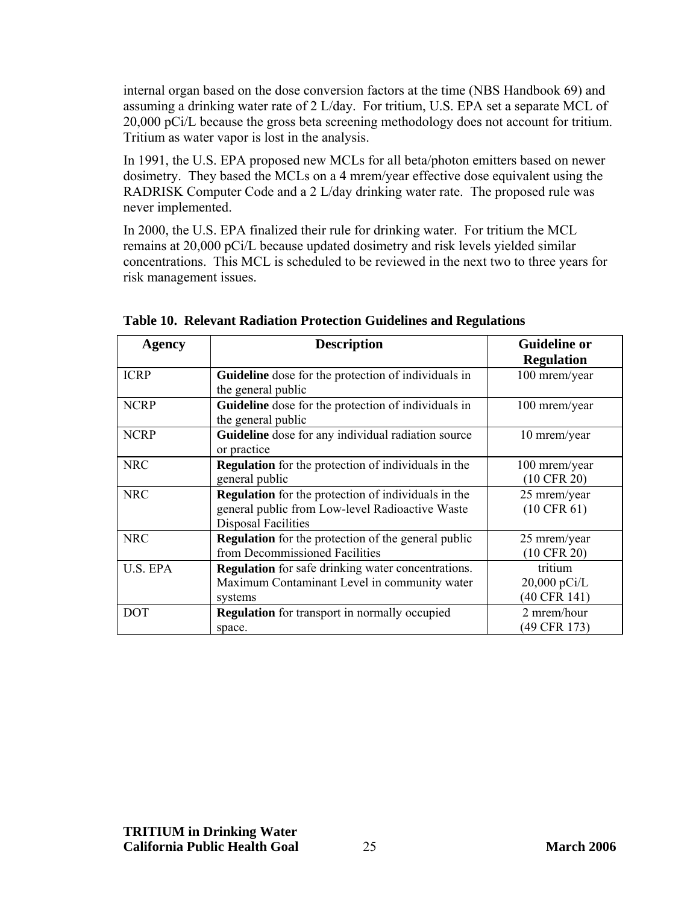internal organ based on the dose conversion factors at the time (NBS Handbook 69) and assuming a drinking water rate of 2 L/day. For tritium, U.S. EPA set a separate MCL of 20,000 pCi/L because the gross beta screening methodology does not account for tritium. Tritium as water vapor is lost in the analysis.

In 1991, the U.S. EPA proposed new MCLs for all beta/photon emitters based on newer dosimetry. They based the MCLs on a 4 mrem/year effective dose equivalent using the RADRISK Computer Code and a 2 L/day drinking water rate. The proposed rule was never implemented.

In 2000, the U.S. EPA finalized their rule for drinking water. For tritium the MCL remains at 20,000 pCi/L because updated dosimetry and risk levels yielded similar concentrations. This MCL is scheduled to be reviewed in the next two to three years for risk management issues.

**Table 10. Relevant Radiation Protection Guidelines and Regulations**

| Agency | Description | Guideline or Regulation |
|---|---|---|
| ICRP | **Guideline** dose for the protection of individuals in the general public | 100 mrem/year |
| NCRP | **Guideline** dose for the protection of individuals in the general public | 100 mrem/year |
| NCRP | **Guideline** dose for any individual radiation source or practice | 10 mrem/year |
| NRC | **Regulation** for the protection of individuals in the general public | 100 mrem/year (10 CFR 20) |
| NRC | **Regulation** for the protection of individuals in the general public from Low-level Radioactive Waste Disposal Facilities | 25 mrem/year (10 CFR 61) |
| NRC | **Regulation** for the protection of the general public from Decommissioned Facilities | 25 mrem/year (10 CFR 20) |
| U.S. EPA | **Regulation** for safe drinking water concentrations. Maximum Contaminant Level in community water systems | tritium 20,000 pCi/L (40 CFR 141) |
| DOT | **Regulation** for transport in normally occupied space. | 2 mrem/hour (49 CFR 173) |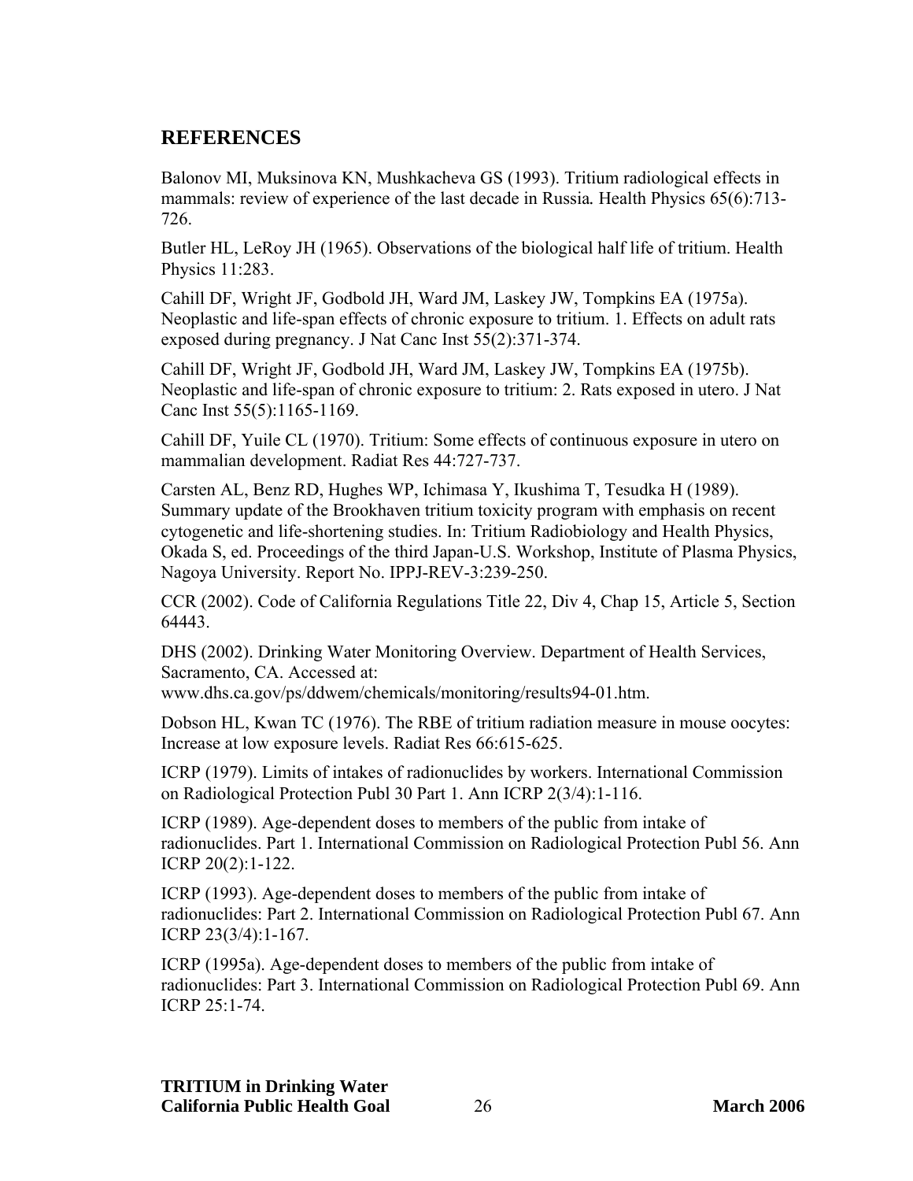## REFERENCES

Balonov MI, Muksinova KN, Mushkacheva GS (1993). Tritium radiological effects in mammals: review of experience of the last decade in Russia. Health Physics 65(6):713-726.

Butler HL, LeRoy JH (1965). Observations of the biological half life of tritium. Health Physics 11:283.

Cahill DF, Wright JF, Godbold JH, Ward JM, Laskey JW, Tompkins EA (1975a). Neoplastic and life-span effects of chronic exposure to tritium. 1. Effects on adult rats exposed during pregnancy. J Nat Canc Inst 55(2):371-374.

Cahill DF, Wright JF, Godbold JH, Ward JM, Laskey JW, Tompkins EA (1975b). Neoplastic and life-span of chronic exposure to tritium: 2. Rats exposed in utero. J Nat Canc Inst 55(5):1165-1169.

Cahill DF, Yuile CL (1970). Tritium: Some effects of continuous exposure in utero on mammalian development. Radiat Res 44:727-737.

Carsten AL, Benz RD, Hughes WP, Ichimasa Y, Ikushima T, Tesudka H (1989). Summary update of the Brookhaven tritium toxicity program with emphasis on recent cytogenetic and life-shortening studies. In: Tritium Radiobiology and Health Physics, Okada S, ed. Proceedings of the third Japan-U.S. Workshop, Institute of Plasma Physics, Nagoya University. Report No. IPPJ-REV-3:239-250.

CCR (2002). Code of California Regulations Title 22, Div 4, Chap 15, Article 5, Section 64443.

DHS (2002). Drinking Water Monitoring Overview. Department of Health Services, Sacramento, CA. Accessed at: www.dhs.ca.gov/ps/ddwem/chemicals/monitoring/results94-01.htm.

Dobson HL, Kwan TC (1976). The RBE of tritium radiation measure in mouse oocytes: Increase at low exposure levels. Radiat Res 66:615-625.

ICRP (1979). Limits of intakes of radionuclides by workers. International Commission on Radiological Protection Publ 30 Part 1. Ann ICRP 2(3/4):1-116.

ICRP (1989). Age-dependent doses to members of the public from intake of radionuclides. Part 1. International Commission on Radiological Protection Publ 56. Ann ICRP 20(2):1-122.

ICRP (1993). Age-dependent doses to members of the public from intake of radionuclides: Part 2. International Commission on Radiological Protection Publ 67. Ann ICRP 23(3/4):1-167.

ICRP (1995a). Age-dependent doses to members of the public from intake of radionuclides: Part 3. International Commission on Radiological Protection Publ 69. Ann ICRP 25:1-74.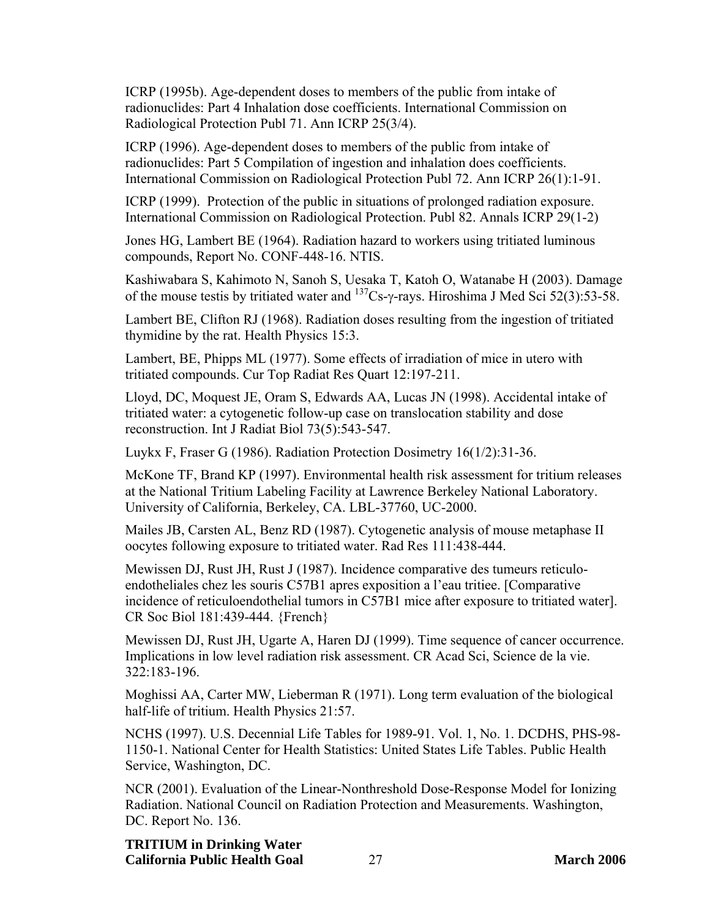ICRP (1995b). Age-dependent doses to members of the public from intake of radionuclides: Part 4 Inhalation dose coefficients. International Commission on Radiological Protection Publ 71. Ann ICRP 25(3/4).

ICRP (1996). Age-dependent doses to members of the public from intake of radionuclides: Part 5 Compilation of ingestion and inhalation does coefficients. International Commission on Radiological Protection Publ 72. Ann ICRP 26(1):1-91.

ICRP (1999). Protection of the public in situations of prolonged radiation exposure. International Commission on Radiological Protection. Publ 82. Annals ICRP 29(1-2)

Jones HG, Lambert BE (1964). Radiation hazard to workers using tritiated luminous compounds, Report No. CONF-448-16. NTIS.

Kashiwabara S, Kahimoto N, Sanoh S, Uesaka T, Katoh O, Watanabe H (2003). Damage of the mouse testis by tritiated water and $^{137}$Cs-$\gamma$-rays. Hiroshima J Med Sci 52(3):53-58.

Lambert BE, Clifton RJ (1968). Radiation doses resulting from the ingestion of tritiated thymidine by the rat. Health Physics 15:3.

Lambert, BE, Phipps ML (1977). Some effects of irradiation of mice in utero with tritiated compounds. Cur Top Radiat Res Quart 12:197-211.

Lloyd, DC, Moquest JE, Oram S, Edwards AA, Lucas JN (1998). Accidental intake of tritiated water: a cytogenetic follow-up case on translocation stability and dose reconstruction. Int J Radiat Biol 73(5):543-547.

Luykx F, Fraser G (1986). Radiation Protection Dosimetry 16(1/2):31-36.

McKone TF, Brand KP (1997). Environmental health risk assessment for tritium releases at the National Tritium Labeling Facility at Lawrence Berkeley National Laboratory. University of California, Berkeley, CA. LBL-37760, UC-2000.

Mailes JB, Carsten AL, Benz RD (1987). Cytogenetic analysis of mouse metaphase II oocytes following exposure to tritiated water. Rad Res 111:438-444.

Mewissen DJ, Rust JH, Rust J (1987). Incidence comparative des tumeurs reticulo-endotheliales chez les souris C57B1 apres exposition a l'eau tritiee. [Comparative incidence of reticuloendothelial tumors in C57B1 mice after exposure to tritiated water]. CR Soc Biol 181:439-444. {French}

Mewissen DJ, Rust JH, Ugarte A, Haren DJ (1999). Time sequence of cancer occurrence. Implications in low level radiation risk assessment. CR Acad Sci, Science de la vie. 322:183-196.

Moghissi AA, Carter MW, Lieberman R (1971). Long term evaluation of the biological half-life of tritium. Health Physics 21:57.

NCHS (1997). U.S. Decennial Life Tables for 1989-91. Vol. 1, No. 1. DCDHS, PHS-98-1150-1. National Center for Health Statistics: United States Life Tables. Public Health Service, Washington, DC.

NCR (2001). Evaluation of the Linear-Nonthreshold Dose-Response Model for Ionizing Radiation. National Council on Radiation Protection and Measurements. Washington, DC. Report No. 136.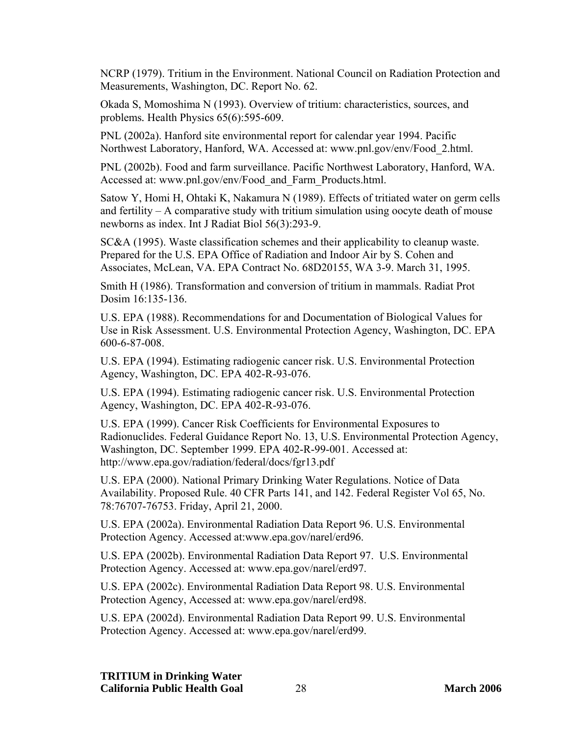NCRP (1979). Tritium in the Environment. National Council on Radiation Protection and Measurements, Washington, DC. Report No. 62.

Okada S, Momoshima N (1993). Overview of tritium: characteristics, sources, and problems. Health Physics 65(6):595-609.

PNL (2002a). Hanford site environmental report for calendar year 1994. Pacific Northwest Laboratory, Hanford, WA. Accessed at: www.pnl.gov/env/Food_2.html.

PNL (2002b). Food and farm surveillance. Pacific Northwest Laboratory, Hanford, WA. Accessed at: www.pnl.gov/env/Food_and_Farm_Products.html.

Satow Y, Homi H, Ohtaki K, Nakamura N (1989). Effects of tritiated water on germ cells and fertility – A comparative study with tritium simulation using oocyte death of mouse newborns as index. Int J Radiat Biol 56(3):293-9.

SC&A (1995). Waste classification schemes and their applicability to cleanup waste. Prepared for the U.S. EPA Office of Radiation and Indoor Air by S. Cohen and Associates, McLean, VA. EPA Contract No. 68D20155, WA 3-9. March 31, 1995.

Smith H (1986). Transformation and conversion of tritium in mammals. Radiat Prot Dosim 16:135-136.

U.S. EPA (1988). Recommendations for and Documentation of Biological Values for Use in Risk Assessment. U.S. Environmental Protection Agency, Washington, DC. EPA 600-6-87-008.

U.S. EPA (1994). Estimating radiogenic cancer risk. U.S. Environmental Protection Agency, Washington, DC. EPA 402-R-93-076.

U.S. EPA (1994). Estimating radiogenic cancer risk. U.S. Environmental Protection Agency, Washington, DC. EPA 402-R-93-076.

U.S. EPA (1999). Cancer Risk Coefficients for Environmental Exposures to Radionuclides. Federal Guidance Report No. 13, U.S. Environmental Protection Agency, Washington, DC. September 1999. EPA 402-R-99-001. Accessed at: http://www.epa.gov/radiation/federal/docs/fgr13.pdf

U.S. EPA (2000). National Primary Drinking Water Regulations. Notice of Data Availability. Proposed Rule. 40 CFR Parts 141, and 142. Federal Register Vol 65, No. 78:76707-76753. Friday, April 21, 2000.

U.S. EPA (2002a). Environmental Radiation Data Report 96. U.S. Environmental Protection Agency. Accessed at:www.epa.gov/narel/erd96.

U.S. EPA (2002b). Environmental Radiation Data Report 97. U.S. Environmental Protection Agency. Accessed at: www.epa.gov/narel/erd97.

U.S. EPA (2002c). Environmental Radiation Data Report 98. U.S. Environmental Protection Agency, Accessed at: www.epa.gov/narel/erd98.

U.S. EPA (2002d). Environmental Radiation Data Report 99. U.S. Environmental Protection Agency. Accessed at: www.epa.gov/narel/erd99.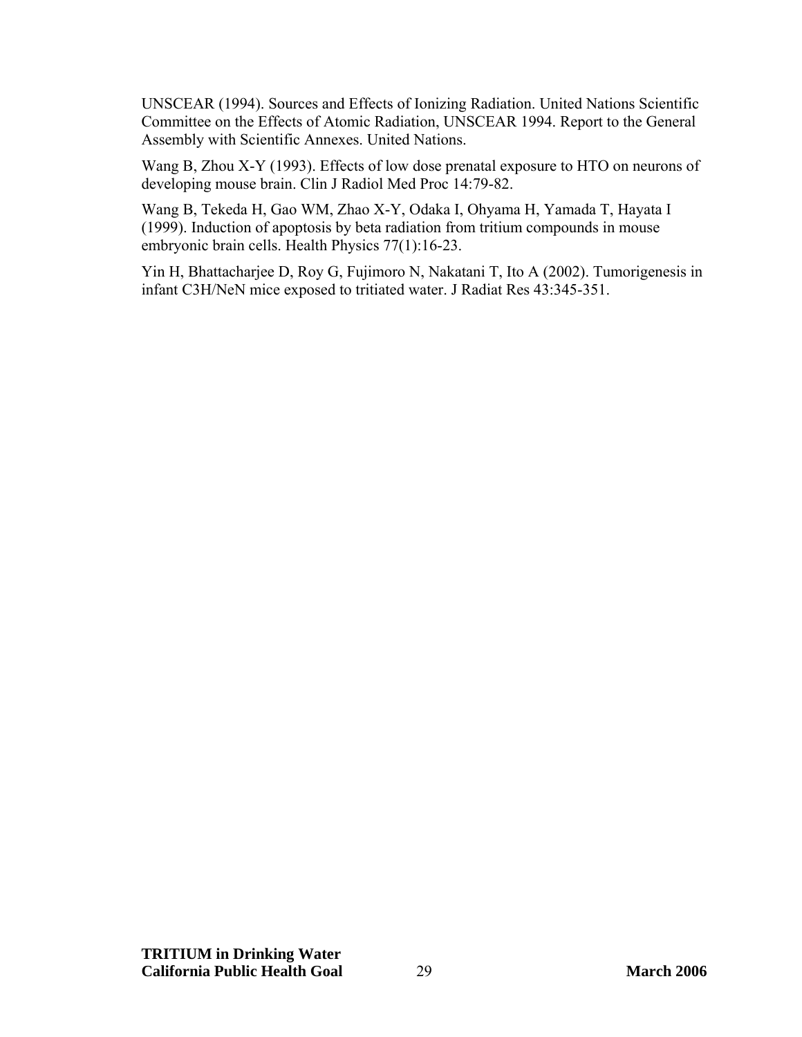UNSCEAR (1994). Sources and Effects of Ionizing Radiation. United Nations Scientific Committee on the Effects of Atomic Radiation, UNSCEAR 1994. Report to the General Assembly with Scientific Annexes. United Nations.

Wang B, Zhou X-Y (1993). Effects of low dose prenatal exposure to HTO on neurons of developing mouse brain. Clin J Radiol Med Proc 14:79-82.

Wang B, Tekeda H, Gao WM, Zhao X-Y, Odaka I, Ohyama H, Yamada T, Hayata I (1999). Induction of apoptosis by beta radiation from tritium compounds in mouse embryonic brain cells. Health Physics 77(1):16-23.

Yin H, Bhattacharjee D, Roy G, Fujimoro N, Nakatani T, Ito A (2002). Tumorigenesis in infant C3H/NeN mice exposed to tritiated water. J Radiat Res 43:345-351.